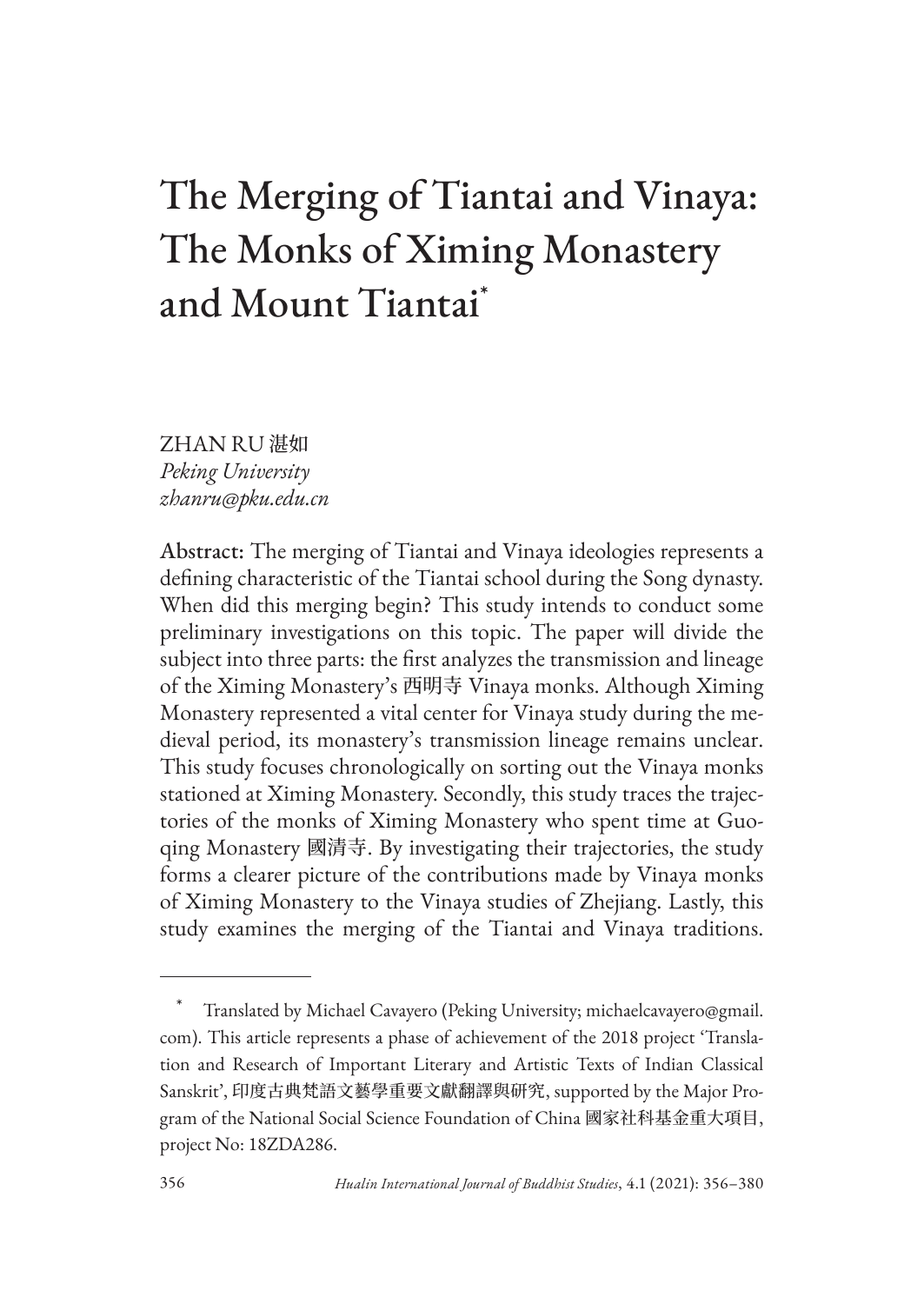# The Merging of Tiantai and Vinaya: The Monks of Ximing Monastery and Mount Tiantai*

ZHAN RU 湛如
*Peking University*
*zhanru@pku.edu.cn*

**Abstract:** The merging of Tiantai and Vinaya ideologies represents a defining characteristic of the Tiantai school during the Song dynasty. When did this merging begin? This study intends to conduct some preliminary investigations on this topic. The paper will divide the subject into three parts: the first analyzes the transmission and lineage of the Ximing Monastery's 西明寺 Vinaya monks. Although Ximing Monastery represented a vital center for Vinaya study during the medieval period, its monastery's transmission lineage remains unclear. This study focuses chronologically on sorting out the Vinaya monks stationed at Ximing Monastery. Secondly, this study traces the trajectories of the monks of Ximing Monastery who spent time at Guoqing Monastery 國清寺. By investigating their trajectories, the study forms a clearer picture of the contributions made by Vinaya monks of Ximing Monastery to the Vinaya studies of Zhejiang. Lastly, this study examines the merging of the Tiantai and Vinaya traditions.

---

\* Translated by Michael Cavayero (Peking University; michaelcavayero@gmail.com). This article represents a phase of achievement of the 2018 project 'Translation and Research of Important Literary and Artistic Texts of Indian Classical Sanskrit', 印度古典梵語文藝學重要文獻翻譯與研究, supported by the Major Program of the National Social Science Foundation of China 國家社科基金重大項目, project No: 18ZDA286.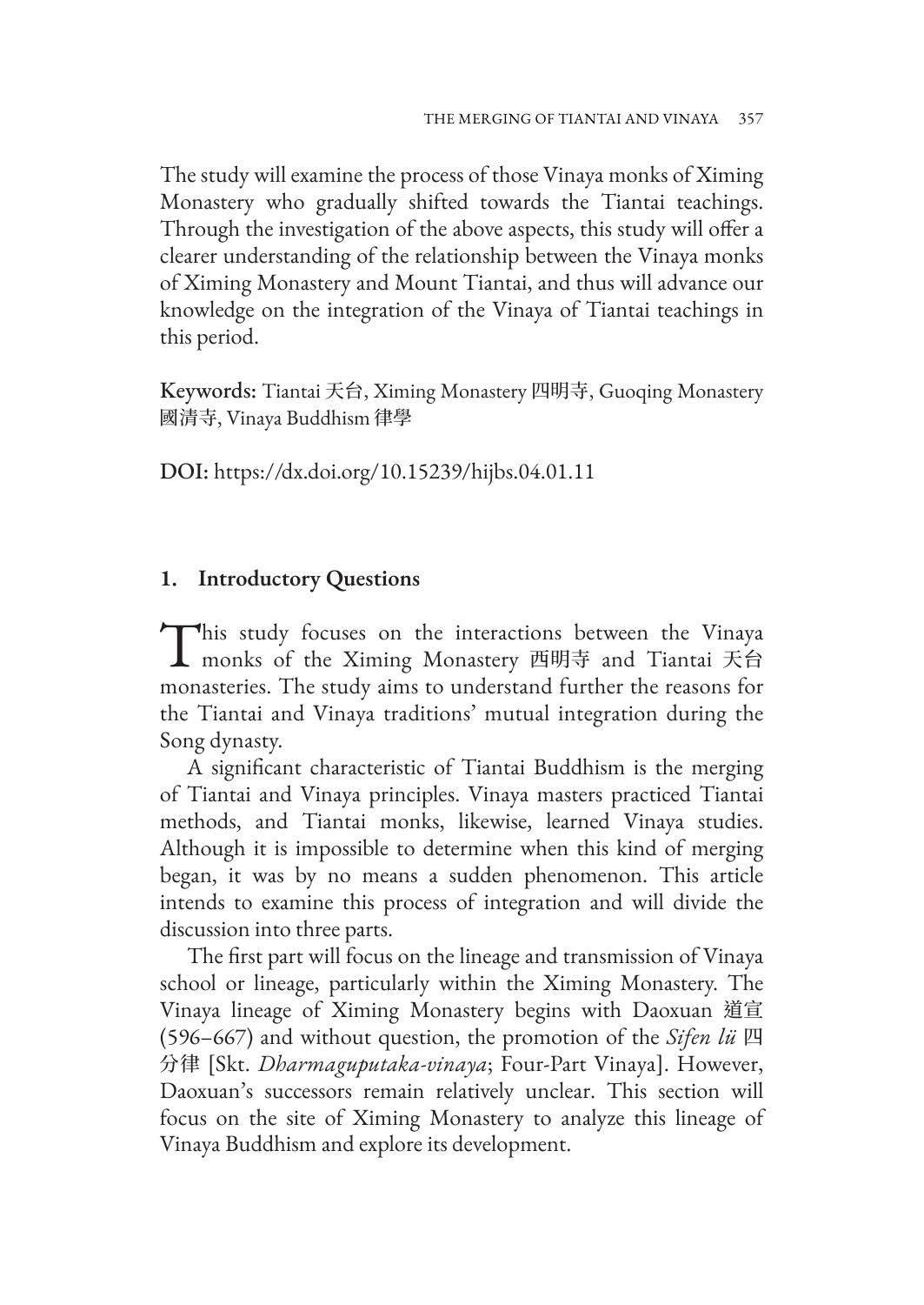The study will examine the process of those Vinaya monks of Ximing Monastery who gradually shifted towards the Tiantai teachings. Through the investigation of the above aspects, this study will offer a clearer understanding of the relationship between the Vinaya monks of Ximing Monastery and Mount Tiantai, and thus will advance our knowledge on the integration of the Vinaya of Tiantai teachings in this period.

**Keywords:** Tiantai 天台, Ximing Monastery 四明寺, Guoqing Monastery 國清寺, Vinaya Buddhism 律學

**DOI:** https://dx.doi.org/10.15239/hijbs.04.01.11

## 1. Introductory Questions

This study focuses on the interactions between the Vinaya monks of the Ximing Monastery 西明寺 and Tiantai 天台 monasteries. The study aims to understand further the reasons for the Tiantai and Vinaya traditions' mutual integration during the Song dynasty.

A significant characteristic of Tiantai Buddhism is the merging of Tiantai and Vinaya principles. Vinaya masters practiced Tiantai methods, and Tiantai monks, likewise, learned Vinaya studies. Although it is impossible to determine when this kind of merging began, it was by no means a sudden phenomenon. This article intends to examine this process of integration and will divide the discussion into three parts.

The first part will focus on the lineage and transmission of Vinaya school or lineage, particularly within the Ximing Monastery. The Vinaya lineage of Ximing Monastery begins with Daoxuan 道宣 (596–667) and without question, the promotion of the *Sifen lü* 四分律 [Skt. *Dharmaguputaka-vinaya*; Four-Part Vinaya]. However, Daoxuan's successors remain relatively unclear. This section will focus on the site of Ximing Monastery to analyze this lineage of Vinaya Buddhism and explore its development.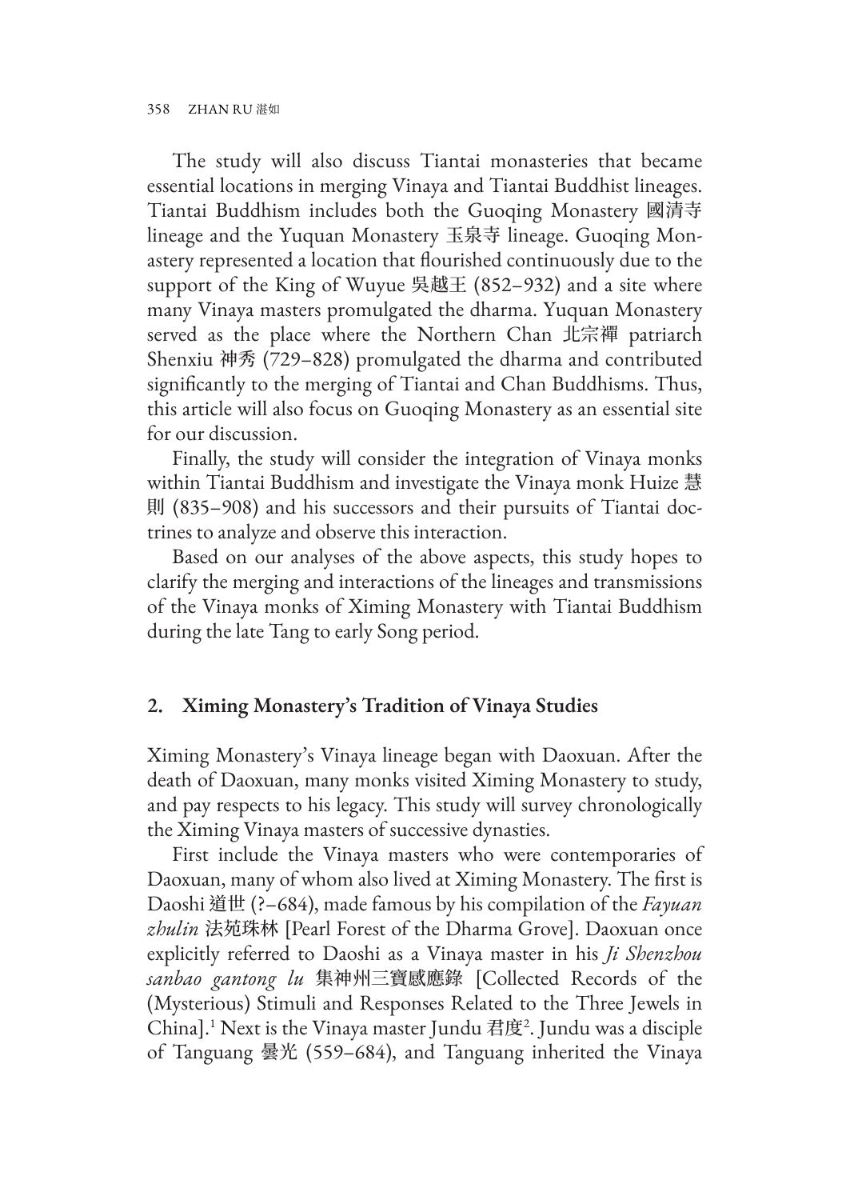The study will also discuss Tiantai monasteries that became essential locations in merging Vinaya and Tiantai Buddhist lineages. Tiantai Buddhism includes both the Guoqing Monastery 國清寺 lineage and the Yuquan Monastery 玉泉寺 lineage. Guoqing Monastery represented a location that flourished continuously due to the support of the King of Wuyue 吳越王 (852–932) and a site where many Vinaya masters promulgated the dharma. Yuquan Monastery served as the place where the Northern Chan 北宗禪 patriarch Shenxiu 神秀 (729–828) promulgated the dharma and contributed significantly to the merging of Tiantai and Chan Buddhisms. Thus, this article will also focus on Guoqing Monastery as an essential site for our discussion.

Finally, the study will consider the integration of Vinaya monks within Tiantai Buddhism and investigate the Vinaya monk Huize 慧則 (835–908) and his successors and their pursuits of Tiantai doctrines to analyze and observe this interaction.

Based on our analyses of the above aspects, this study hopes to clarify the merging and interactions of the lineages and transmissions of the Vinaya monks of Ximing Monastery with Tiantai Buddhism during the late Tang to early Song period.

## 2. Ximing Monastery's Tradition of Vinaya Studies

Ximing Monastery's Vinaya lineage began with Daoxuan. After the death of Daoxuan, many monks visited Ximing Monastery to study, and pay respects to his legacy. This study will survey chronologically the Ximing Vinaya masters of successive dynasties.

First include the Vinaya masters who were contemporaries of Daoxuan, many of whom also lived at Ximing Monastery. The first is Daoshi 道世 (?–684), made famous by his compilation of the *Fayuan zhulin* 法苑珠林 [Pearl Forest of the Dharma Grove]. Daoxuan once explicitly referred to Daoshi as a Vinaya master in his *Ji Shenzhou sanbao gantong lu* 集神州三寶感應錄 [Collected Records of the (Mysterious) Stimuli and Responses Related to the Three Jewels in China].[1] Next is the Vinaya master Jundu 君度[2]. Jundu was a disciple of Tanguang 曇光 (559–684), and Tanguang inherited the Vinaya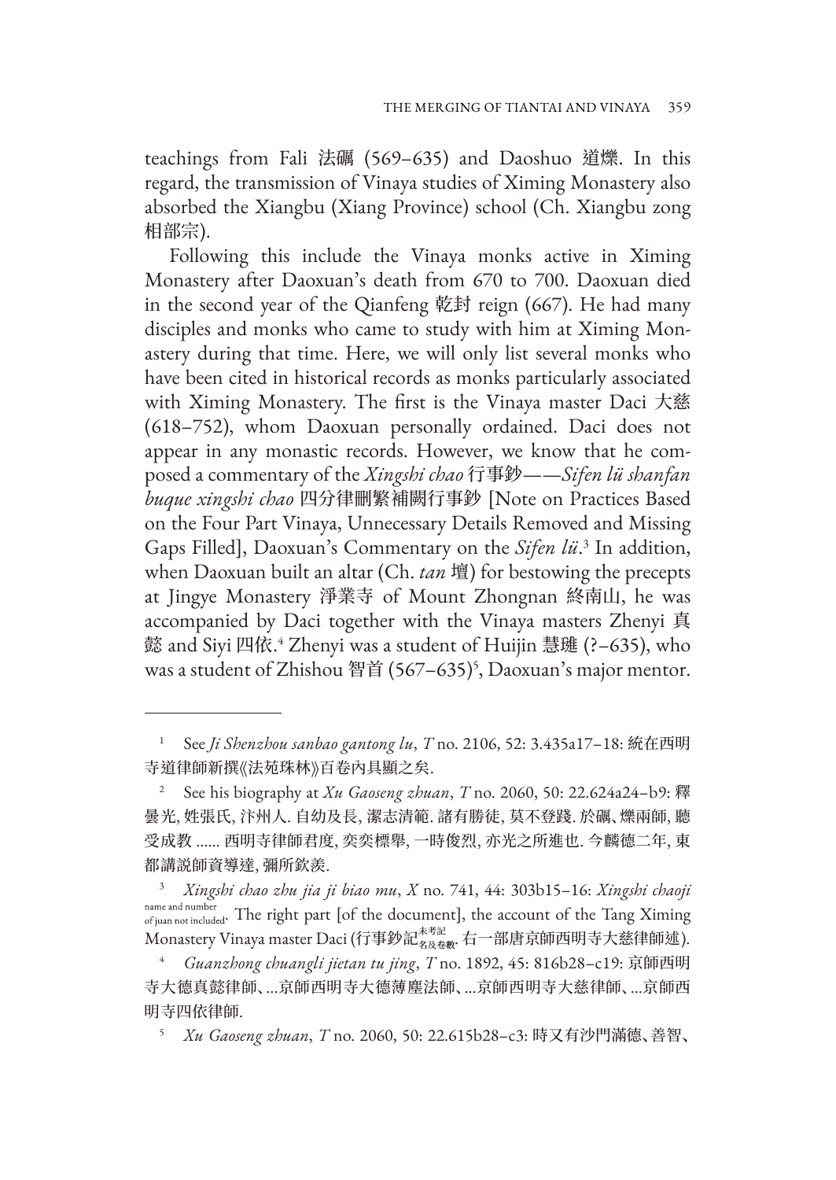teachings from Fali 法礪 (569–635) and Daoshuo 道爍. In this regard, the transmission of Vinaya studies of Ximing Monastery also absorbed the Xiangbu (Xiang Province) school (Ch. Xiangbu zong 相部宗).

Following this include the Vinaya monks active in Ximing Monastery after Daoxuan's death from 670 to 700. Daoxuan died in the second year of the Qianfeng 乾封 reign (667). He had many disciples and monks who came to study with him at Ximing Monastery during that time. Here, we will only list several monks who have been cited in historical records as monks particularly associated with Ximing Monastery. The first is the Vinaya master Daci 大慈 (618–752), whom Daoxuan personally ordained. Daci does not appear in any monastic records. However, we know that he composed a commentary of the *Xingshi chao* 行事鈔——*Sifen lü shanfan buque xingshi chao* 四分律刪繁補闕行事鈔 [Note on Practices Based on the Four Part Vinaya, Unnecessary Details Removed and Missing Gaps Filled], Daoxuan's Commentary on the *Sifen lü*.[3] In addition, when Daoxuan built an altar (Ch. *tan* 壇) for bestowing the precepts at Jingye Monastery 淨業寺 of Mount Zhongnan 終南山, he was accompanied by Daci together with the Vinaya masters Zhenyi 真懿 and Siyi 四依.[4] Zhenyi was a student of Huijin 慧璡 (?–635), who was a student of Zhishou 智首 (567–635)[5], Daoxuan's major mentor.

---

[1] See *Ji Shenzhou sanbao gantong lu*, *T* no. 2106, 52: 3.435a17–18: 統在西明寺道律師新撰《法苑珠林》百卷內具顯之矣.

[2] See his biography at *Xu Gaoseng zhuan*, *T* no. 2060, 50: 22.624a24–b9: 釋曇光, 姓張氏, 汴州人. 自幼及長, 潔志清範. 諸有勝徒, 莫不登踐. 於礪、爍兩師, 聽受成教 ...... 西明寺律師君度, 奕奕標舉, 一時俊烈, 亦光之所進也. 今麟德二年, 東都講說師資導達, 彌所欽羡.

[3] *Xingshi chao zhu jia ji biao mu*, *X* no. 741, 44: 303b15–16: *Xingshi chaoji* name and number of juan not included. The right part [of the document], the account of the Tang Ximing Monastery Vinaya master Daci (行事鈔記未考記名及卷數. 右一部唐京師西明寺大慈律師述).

[4] *Guanzhong chuangli jietan tu jing*, *T* no. 1892, 45: 816b28–c19: 京師西明寺大德真懿律師、...京師西明寺大德薄塵法師、...京師西明寺大慈律師、...京師西明寺四依律師.

[5] *Xu Gaoseng zhuan*, *T* no. 2060, 50: 22.615b28–c3: 時又有沙門滿德、善智、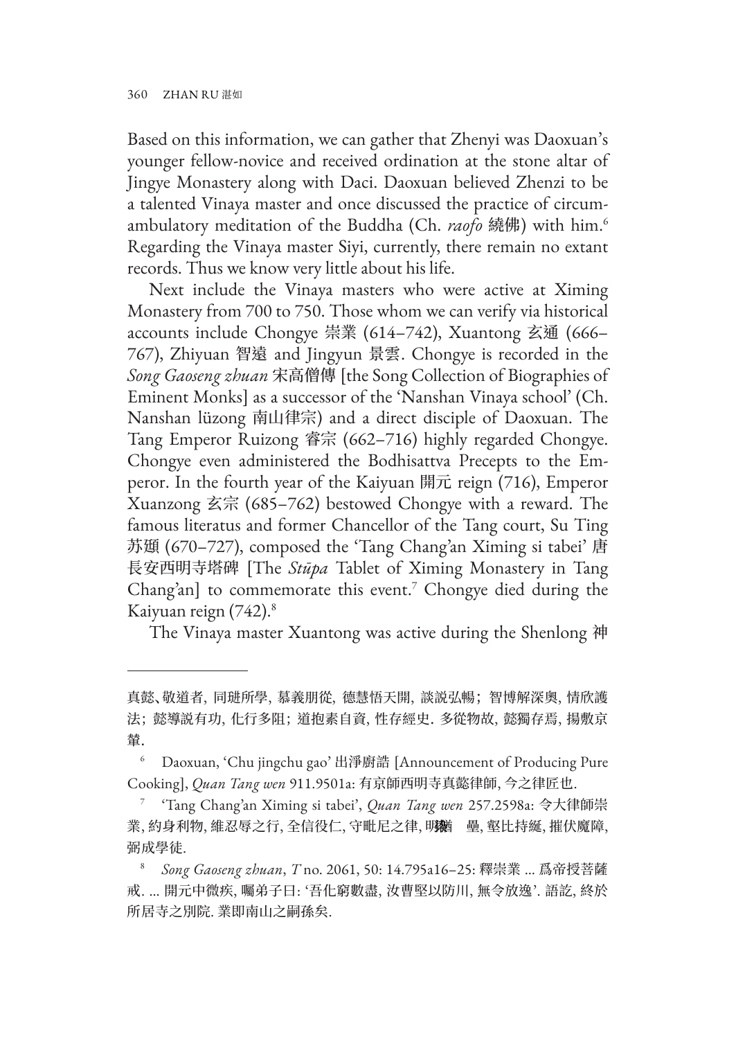Based on this information, we can gather that Zhenyi was Daoxuan's younger fellow-novice and received ordination at the stone altar of Jingye Monastery along with Daci. Daoxuan believed Zhenzi to be a talented Vinaya master and once discussed the practice of circumambulatory meditation of the Buddha (Ch. *raofo* 繞佛) with him.[6] Regarding the Vinaya master Siyi, currently, there remain no extant records. Thus we know very little about his life.

Next include the Vinaya masters who were active at Ximing Monastery from 700 to 750. Those whom we can verify via historical accounts include Chongye 崇業 (614–742), Xuantong 玄通 (666–767), Zhiyuan 智遠 and Jingyun 景雲. Chongye is recorded in the *Song Gaoseng zhuan* 宋高僧傳 [the Song Collection of Biographies of Eminent Monks] as a successor of the 'Nanshan Vinaya school' (Ch. Nanshan lüzong 南山律宗) and a direct disciple of Daoxuan. The Tang Emperor Ruizong 睿宗 (662–716) highly regarded Chongye. Chongye even administered the Bodhisattva Precepts to the Emperor. In the fourth year of the Kaiyuan 開元 reign (716), Emperor Xuanzong 玄宗 (685–762) bestowed Chongye with a reward. The famous literatus and former Chancellor of the Tang court, Su Ting 苏頲 (670–727), composed the 'Tang Chang'an Ximing si tabei' 唐長安西明寺塔碑 [The *Stūpa* Tablet of Ximing Monastery in Tang Chang'an] to commemorate this event.[7] Chongye died during the Kaiyuan reign (742).[8]

The Vinaya master Xuantong was active during the Shenlong 神

---

真懿、敬道者, 同班所學, 慕義朋從, 德慧悟天開, 談說弘暢; 智博解深奧, 情欣護法; 懿導說有功, 化行多阻; 道抱素自資, 性存經史. 多從物故, 懿獨存焉, 揚敷京輦.

[6] Daoxuan, 'Chu jingchu gao' 出淨廚誥 [Announcement of Producing Pure Cooking], *Quan Tang wen* 911.9501a: 有京師西明寺真懿律師, 今之律匠也.

[7] 'Tang Chang'an Ximing si tabei', *Quan Tang wen* 257.2598a: 令大律師崇業, 約身利物, 維忍辱之行, 全信役仁, 守毗尼之律, 明辯猶曇, 堅比持綖, 摧伏魔障, 弼成學徒.

[8] *Song Gaoseng zhuan*, *T* no. 2061, 50: 14.795a16–25: 釋崇業 ... 爲帝授菩薩戒. ... 開元中微疾, 囑弟子曰: '吾化窮數盡, 汝曹堅以防川, 無令放逸'. 語訖, 終於所居寺之別院. 業即南山之嗣孫矣.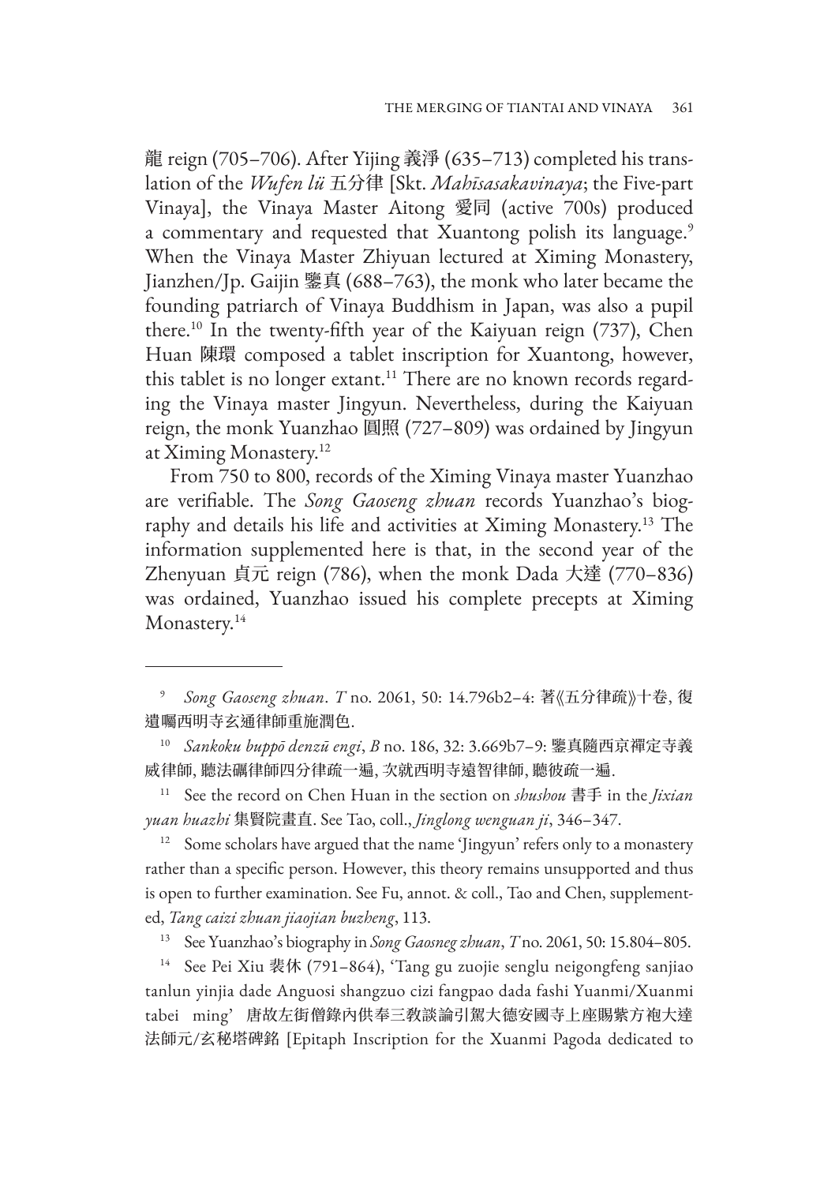龍 reign (705–706). After Yijing 義淨 (635–713) completed his translation of the *Wufen lü* 五分律 [Skt. *Mahīsasakavinaya*; the Five-part Vinaya], the Vinaya Master Aitong 愛同 (active 700s) produced a commentary and requested that Xuantong polish its language.[9] When the Vinaya Master Zhiyuan lectured at Ximing Monastery, Jianzhen/Jp. Gaijin 鑒真 (688–763), the monk who later became the founding patriarch of Vinaya Buddhism in Japan, was also a pupil there.[10] In the twenty-fifth year of the Kaiyuan reign (737), Chen Huan 陳環 composed a tablet inscription for Xuantong, however, this tablet is no longer extant.[11] There are no known records regarding the Vinaya master Jingyun. Nevertheless, during the Kaiyuan reign, the monk Yuanzhao 圓照 (727–809) was ordained by Jingyun at Ximing Monastery.[12]

From 750 to 800, records of the Ximing Vinaya master Yuanzhao are verifiable. The *Song Gaoseng zhuan* records Yuanzhao's biography and details his life and activities at Ximing Monastery.[13] The information supplemented here is that, in the second year of the Zhenyuan 貞元 reign (786), when the monk Dada 大達 (770–836) was ordained, Yuanzhao issued his complete precepts at Ximing Monastery.[14]

---

9 *Song Gaoseng zhuan*. *T* no. 2061, 50: 14.796b2–4: 著《五分律疏》十卷, 復遣囑西明寺玄通律師重施潤色.

10 *Sankoku buppō denzū engi*, *B* no. 186, 32: 3.669b7–9: 鑒真隨西京禪定寺義威律師, 聽法礪律師四分律疏一遍, 次就西明寺遠智律師, 聽彼疏一遍.

11 See the record on Chen Huan in the section on *shushou* 書手 in the *Jixian yuan huazhi* 集賢院畫直. See Tao, coll., *Jinglong wenguan ji*, 346–347.

12 Some scholars have argued that the name 'Jingyun' refers only to a monastery rather than a specific person. However, this theory remains unsupported and thus is open to further examination. See Fu, annot. & coll., Tao and Chen, supplemented, *Tang caizi zhuan jiaojian buzheng*, 113.

13 See Yuanzhao's biography in *Song Gaosneg zhuan*, *T* no. 2061, 50: 15.804–805.

14 See Pei Xiu 裴休 (791–864), 'Tang gu zuojie senglu neigongfeng sanjiao tanlun yinjia dade Anguosi shangzuo cizi fangpao dada fashi Yuanmi/Xuanmi tabei ming' 唐故左街僧錄內供奉三教談論引駕大德安國寺上座賜紫方袍大達法師元/玄秘塔碑銘 [Epitaph Inscription for the Xuanmi Pagoda dedicated to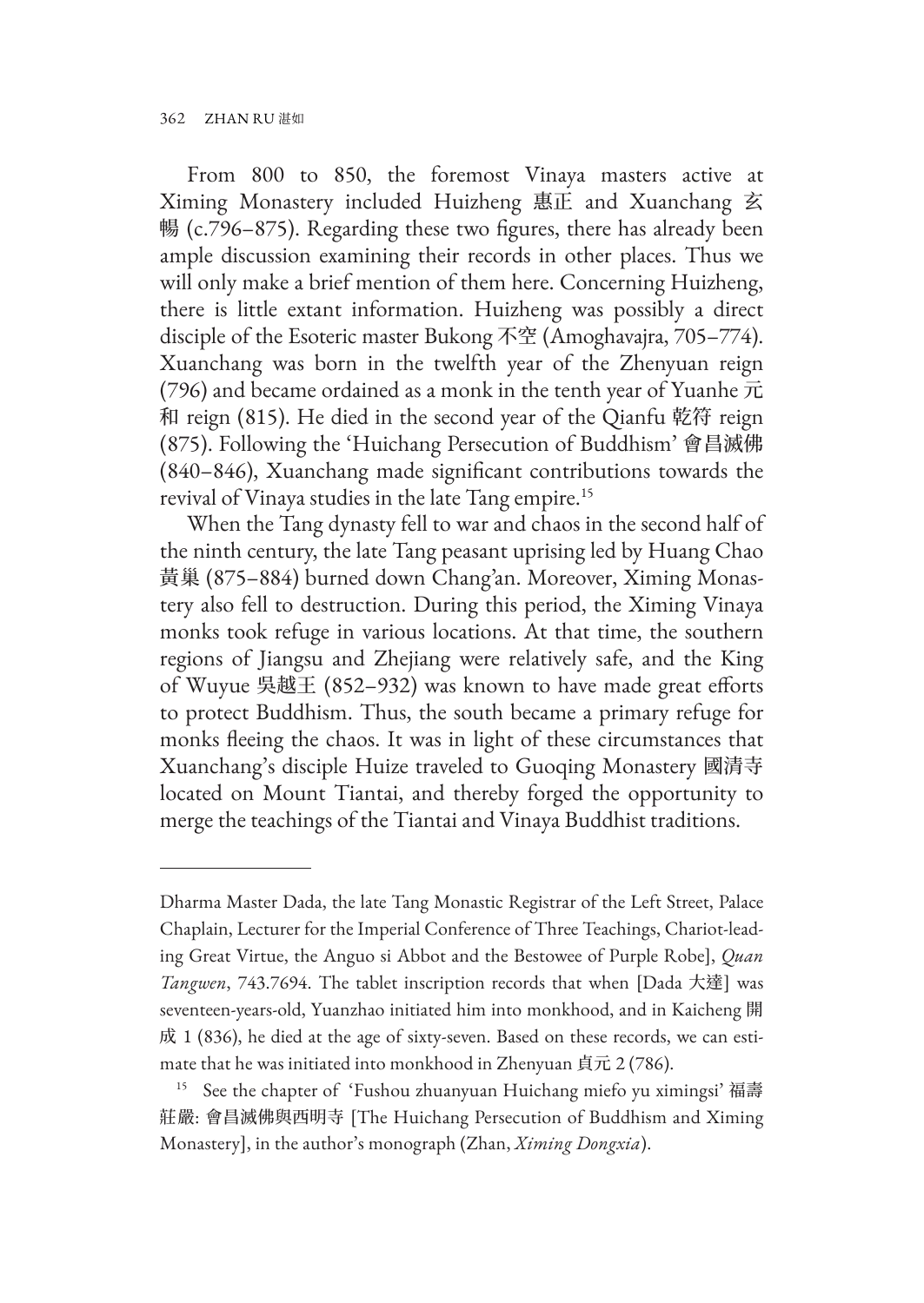From 800 to 850, the foremost Vinaya masters active at Ximing Monastery included Huizheng 惠正 and Xuanchang 玄暢 (c.796–875). Regarding these two figures, there has already been ample discussion examining their records in other places. Thus we will only make a brief mention of them here. Concerning Huizheng, there is little extant information. Huizheng was possibly a direct disciple of the Esoteric master Bukong 不空 (Amoghavajra, 705–774). Xuanchang was born in the twelfth year of the Zhenyuan reign (796) and became ordained as a monk in the tenth year of Yuanhe 元和 reign (815). He died in the second year of the Qianfu 乾符 reign (875). Following the 'Huichang Persecution of Buddhism' 會昌滅佛 (840–846), Xuanchang made significant contributions towards the revival of Vinaya studies in the late Tang empire.[15]

When the Tang dynasty fell to war and chaos in the second half of the ninth century, the late Tang peasant uprising led by Huang Chao 黃巢 (875–884) burned down Chang'an. Moreover, Ximing Monastery also fell to destruction. During this period, the Ximing Vinaya monks took refuge in various locations. At that time, the southern regions of Jiangsu and Zhejiang were relatively safe, and the King of Wuyue 吳越王 (852–932) was known to have made great efforts to protect Buddhism. Thus, the south became a primary refuge for monks fleeing the chaos. It was in light of these circumstances that Xuanchang's disciple Huize traveled to Guoqing Monastery 國清寺 located on Mount Tiantai, and thereby forged the opportunity to merge the teachings of the Tiantai and Vinaya Buddhist traditions.

---

Dharma Master Dada, the late Tang Monastic Registrar of the Left Street, Palace Chaplain, Lecturer for the Imperial Conference of Three Teachings, Chariot-leading Great Virtue, the Anguo si Abbot and the Bestowee of Purple Robe], *Quan Tangwen*, 743.7694. The tablet inscription records that when [Dada 大達] was seventeen-years-old, Yuanzhao initiated him into monkhood, and in Kaicheng 開成 1 (836), he died at the age of sixty-seven. Based on these records, we can estimate that he was initiated into monkhood in Zhenyuan 貞元 2 (786).

[15] See the chapter of 'Fushou zhuanyuan Huichang miefo yu ximingsi' 福壽莊嚴: 會昌滅佛與西明寺 [The Huichang Persecution of Buddhism and Ximing Monastery], in the author's monograph (Zhan, *Ximing Dongxia*).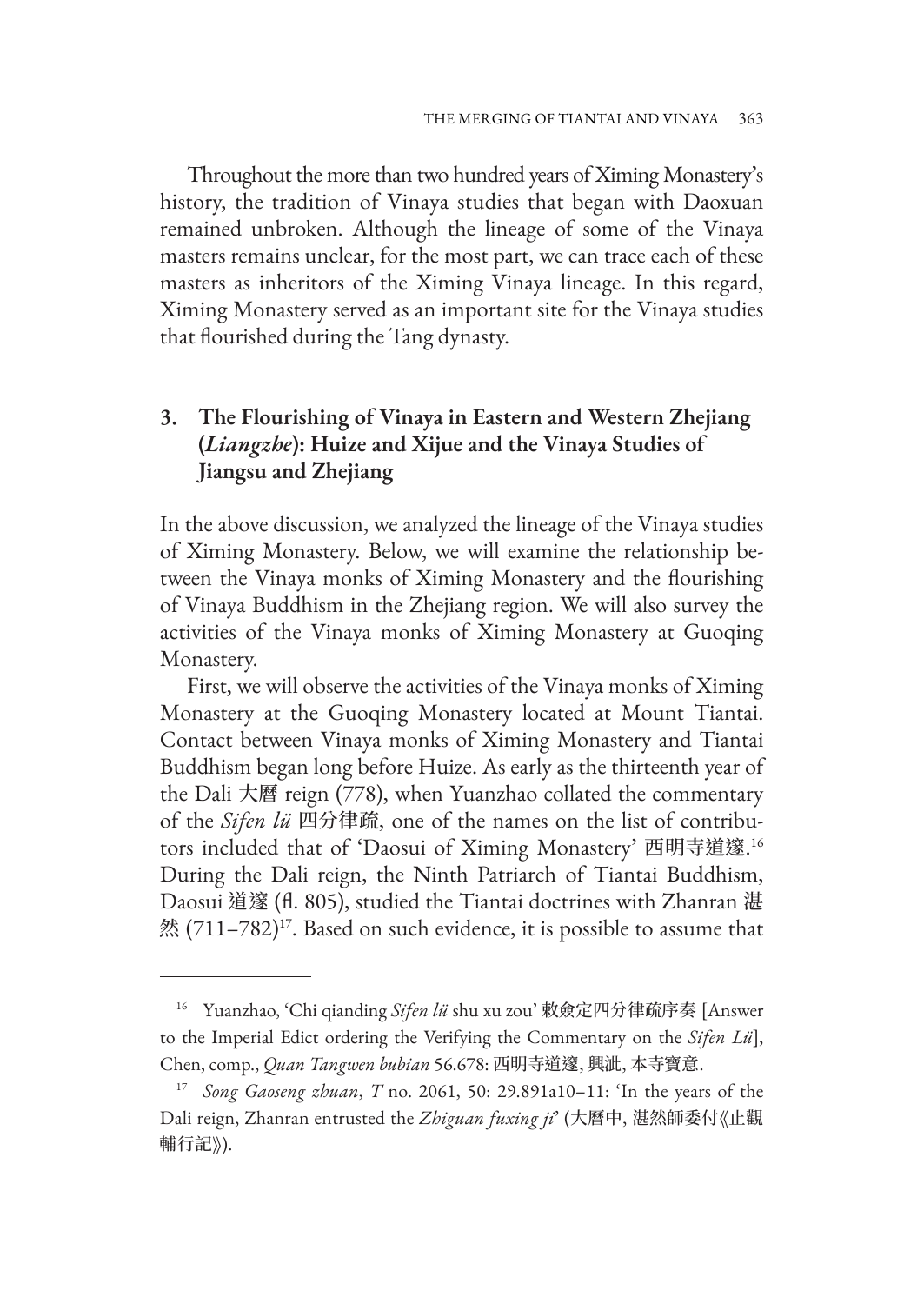Throughout the more than two hundred years of Ximing Monastery's history, the tradition of Vinaya studies that began with Daoxuan remained unbroken. Although the lineage of some of the Vinaya masters remains unclear, for the most part, we can trace each of these masters as inheritors of the Ximing Vinaya lineage. In this regard, Ximing Monastery served as an important site for the Vinaya studies that flourished during the Tang dynasty.

## 3. The Flourishing of Vinaya in Eastern and Western Zhejiang (*Liangzhe*): Huize and Xijue and the Vinaya Studies of Jiangsu and Zhejiang

In the above discussion, we analyzed the lineage of the Vinaya studies of Ximing Monastery. Below, we will examine the relationship between the Vinaya monks of Ximing Monastery and the flourishing of Vinaya Buddhism in the Zhejiang region. We will also survey the activities of the Vinaya monks of Ximing Monastery at Guoqing Monastery.

First, we will observe the activities of the Vinaya monks of Ximing Monastery at the Guoqing Monastery located at Mount Tiantai. Contact between Vinaya monks of Ximing Monastery and Tiantai Buddhism began long before Huize. As early as the thirteenth year of the Dali 大曆 reign (778), when Yuanzhao collated the commentary of the *Sifen lü* 四分律疏, one of the names on the list of contributors included that of 'Daosui of Ximing Monastery' 西明寺道邃.[16] During the Dali reign, the Ninth Patriarch of Tiantai Buddhism, Daosui 道邃 (fl. 805), studied the Tiantai doctrines with Zhanran 湛然 (711–782)[17]. Based on such evidence, it is possible to assume that

---

[16] Yuanzhao, 'Chi qianding *Sifen lü* shu xu zou' 敕僉定四分律疏序奏 [Answer to the Imperial Edict ordering the Verifying the Commentary on the *Sifen Lü*], Chen, comp., *Quan Tangwen bubian* 56.678: 西明寺道邃, 興泚, 本寺寶意.

[17] *Song Gaoseng zhuan*, *T* no. 2061, 50: 29.891a10–11: 'In the years of the Dali reign, Zhanran entrusted the *Zhiguan fuxing ji*' (大曆中, 湛然師委付《止觀輔行記》).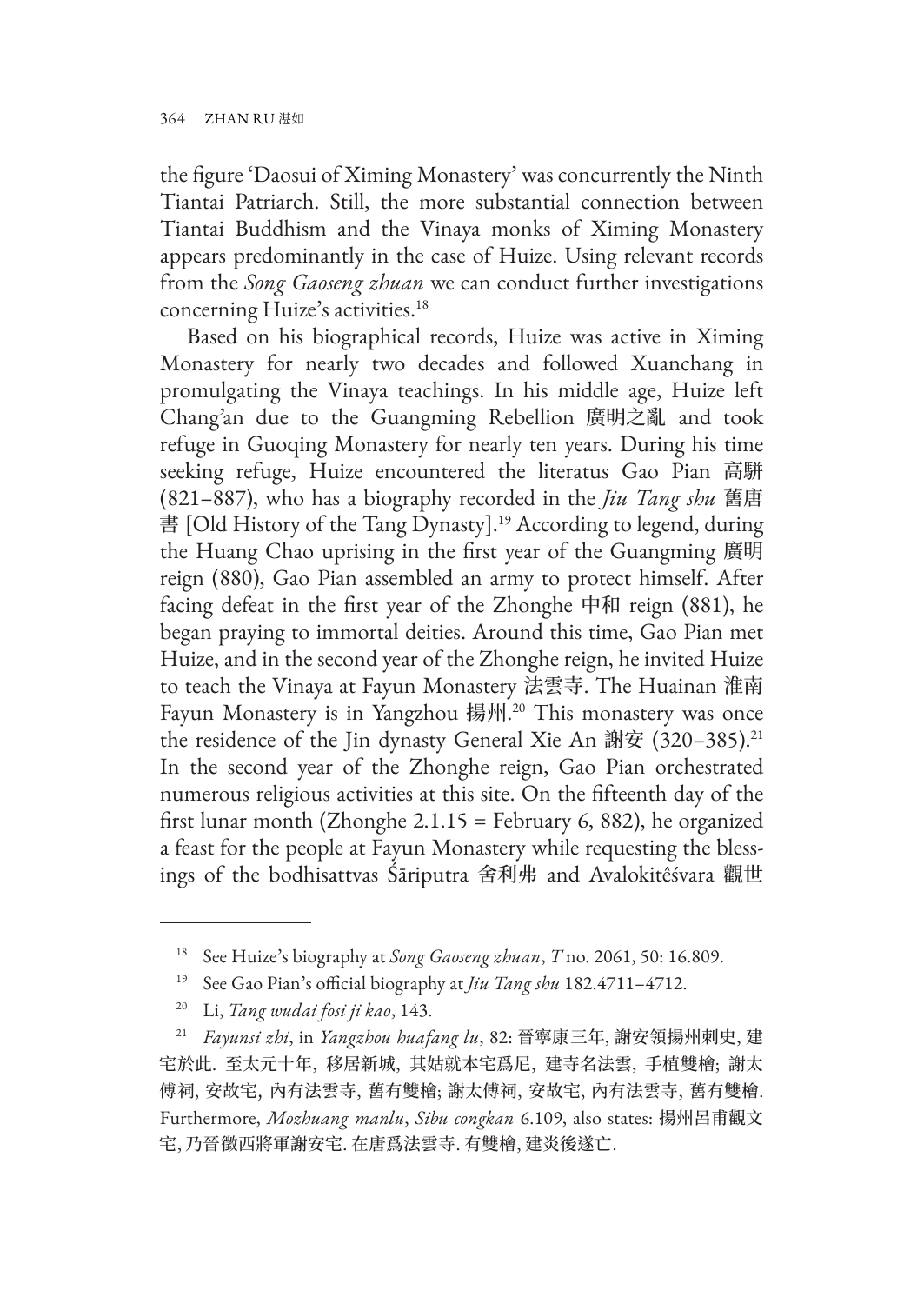the figure 'Daosui of Ximing Monastery' was concurrently the Ninth Tiantai Patriarch. Still, the more substantial connection between Tiantai Buddhism and the Vinaya monks of Ximing Monastery appears predominantly in the case of Huize. Using relevant records from the *Song Gaoseng zhuan* we can conduct further investigations concerning Huize's activities.[18]

Based on his biographical records, Huize was active in Ximing Monastery for nearly two decades and followed Xuanchang in promulgating the Vinaya teachings. In his middle age, Huize left Chang'an due to the Guangming Rebellion 廣明之亂 and took refuge in Guoqing Monastery for nearly ten years. During his time seeking refuge, Huize encountered the literatus Gao Pian 高駢 (821–887), who has a biography recorded in the *Jiu Tang shu* 舊唐書 [Old History of the Tang Dynasty].[19] According to legend, during the Huang Chao uprising in the first year of the Guangming 廣明 reign (880), Gao Pian assembled an army to protect himself. After facing defeat in the first year of the Zhonghe 中和 reign (881), he began praying to immortal deities. Around this time, Gao Pian met Huize, and in the second year of the Zhonghe reign, he invited Huize to teach the Vinaya at Fayun Monastery 法雲寺. The Huainan 淮南 Fayun Monastery is in Yangzhou 揚州.[20] This monastery was once the residence of the Jin dynasty General Xie An 謝安 (320–385).[21] In the second year of the Zhonghe reign, Gao Pian orchestrated numerous religious activities at this site. On the fifteenth day of the first lunar month (Zhonghe 2.1.15 = February 6, 882), he organized a feast for the people at Fayun Monastery while requesting the blessings of the bodhisattvas Śāriputra 舍利弗 and Avalokitêśvara 觀世

---

[18] See Huize's biography at *Song Gaoseng zhuan*, *T* no. 2061, 50: 16.809.

[19] See Gao Pian's official biography at *Jiu Tang shu* 182.4711–4712.

[20] Li, *Tang wudai fosi ji kao*, 143.

[21] *Fayunsi zhi*, in *Yangzhou huafang lu*, 82: 晉寧康三年, 謝安領揚州刺史, 建宅於此. 至太元十年, 移居新城, 其姑就本宅爲尼, 建寺名法雲, 手植雙檜; 謝太傅祠, 安故宅, 內有法雲寺, 舊有雙檜; 謝太傅祠, 安故宅, 內有法雲寺, 舊有雙檜. Furthermore, *Mozhuang manlu*, *Sibu congkan* 6.109, also states: 揚州呂甫觀文宅, 乃晉徵西將軍謝安宅. 在唐爲法雲寺. 有雙檜, 建炎後遂亡.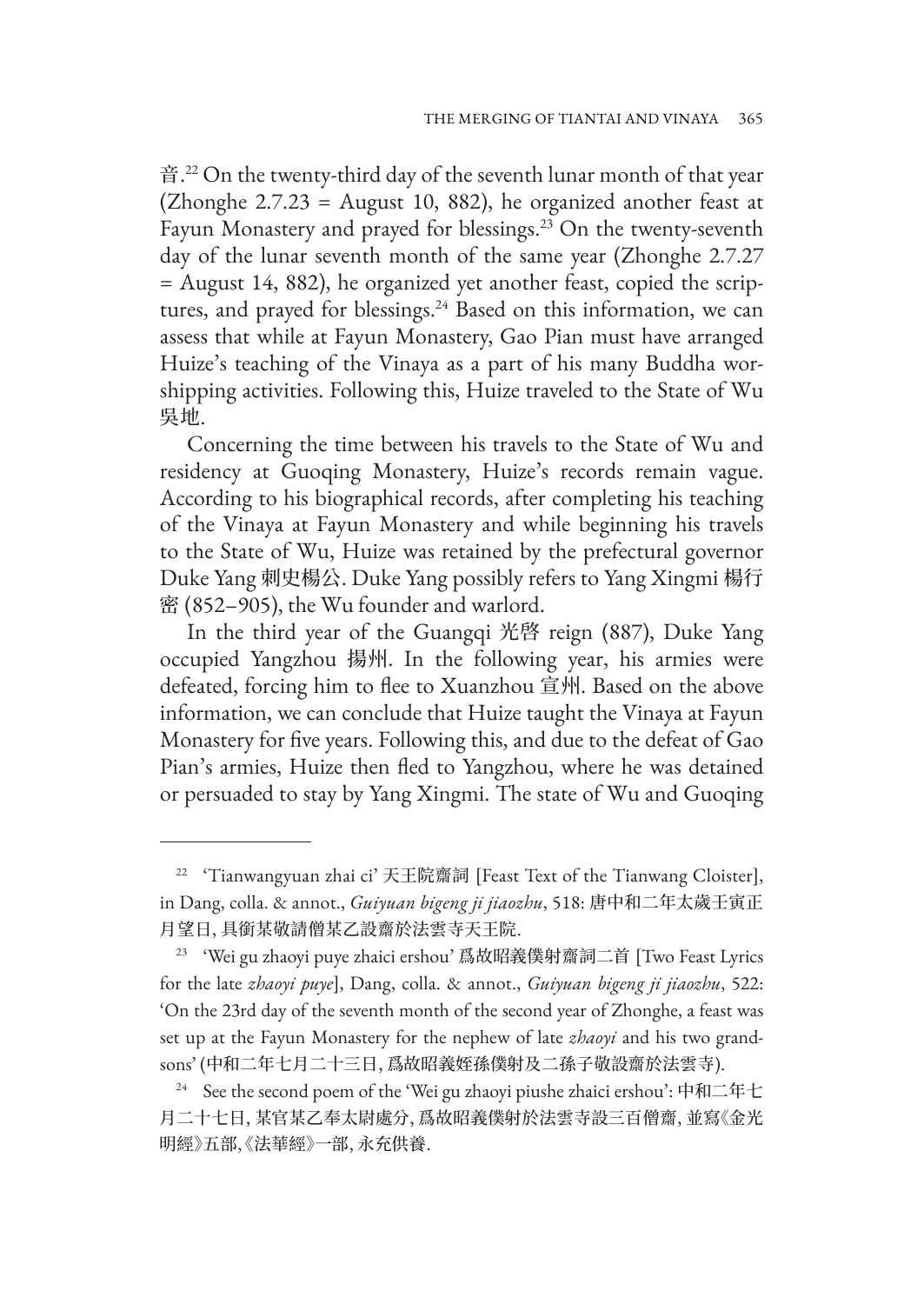音.[22] On the twenty-third day of the seventh lunar month of that year (Zhonghe 2.7.23 = August 10, 882), he organized another feast at Fayun Monastery and prayed for blessings.[23] On the twenty-seventh day of the lunar seventh month of the same year (Zhonghe 2.7.27 = August 14, 882), he organized yet another feast, copied the scriptures, and prayed for blessings.[24] Based on this information, we can assess that while at Fayun Monastery, Gao Pian must have arranged Huize's teaching of the Vinaya as a part of his many Buddha worshipping activities. Following this, Huize traveled to the State of Wu 吳地.

Concerning the time between his travels to the State of Wu and residency at Guoqing Monastery, Huize's records remain vague. According to his biographical records, after completing his teaching of the Vinaya at Fayun Monastery and while beginning his travels to the State of Wu, Huize was retained by the prefectural governor Duke Yang 刺史楊公. Duke Yang possibly refers to Yang Xingmi 楊行密 (852–905), the Wu founder and warlord.

In the third year of the Guangqi 光啓 reign (887), Duke Yang occupied Yangzhou 揚州. In the following year, his armies were defeated, forcing him to flee to Xuanzhou 宣州. Based on the above information, we can conclude that Huize taught the Vinaya at Fayun Monastery for five years. Following this, and due to the defeat of Gao Pian's armies, Huize then fled to Yangzhou, where he was detained or persuaded to stay by Yang Xingmi. The state of Wu and Guoqing

---

[22] 'Tianwangyuan zhai ci' 天王院齋詞 [Feast Text of the Tianwang Cloister], in Dang, colla. & annot., *Guiyuan bigeng ji jiaozhu*, 518: 唐中和二年太歲壬寅正月望日, 具銜某敬請僧某乙設齋於法雲寺天王院.

[23] 'Wei gu zhaoyi puye zhaici ershou' 爲故昭義僕射齋詞二首 [Two Feast Lyrics for the late *zhaoyi puye*], Dang, colla. & annot., *Guiyuan bigeng ji jiaozhu*, 522: 'On the 23rd day of the seventh month of the second year of Zhonghe, a feast was set up at the Fayun Monastery for the nephew of late *zhaoyi* and his two grandsons' (中和二年七月二十三日, 爲故昭義姪孫僕射及二孫子敬設齋於法雲寺).

[24] See the second poem of the 'Wei gu zhaoyi piushe zhaici ershou': 中和二年七月二十七日, 某官某乙奉太尉處分, 爲故昭義僕射於法雲寺設三百僧齋, 並寫《金光明經》五部,《法華經》一部, 永充供養.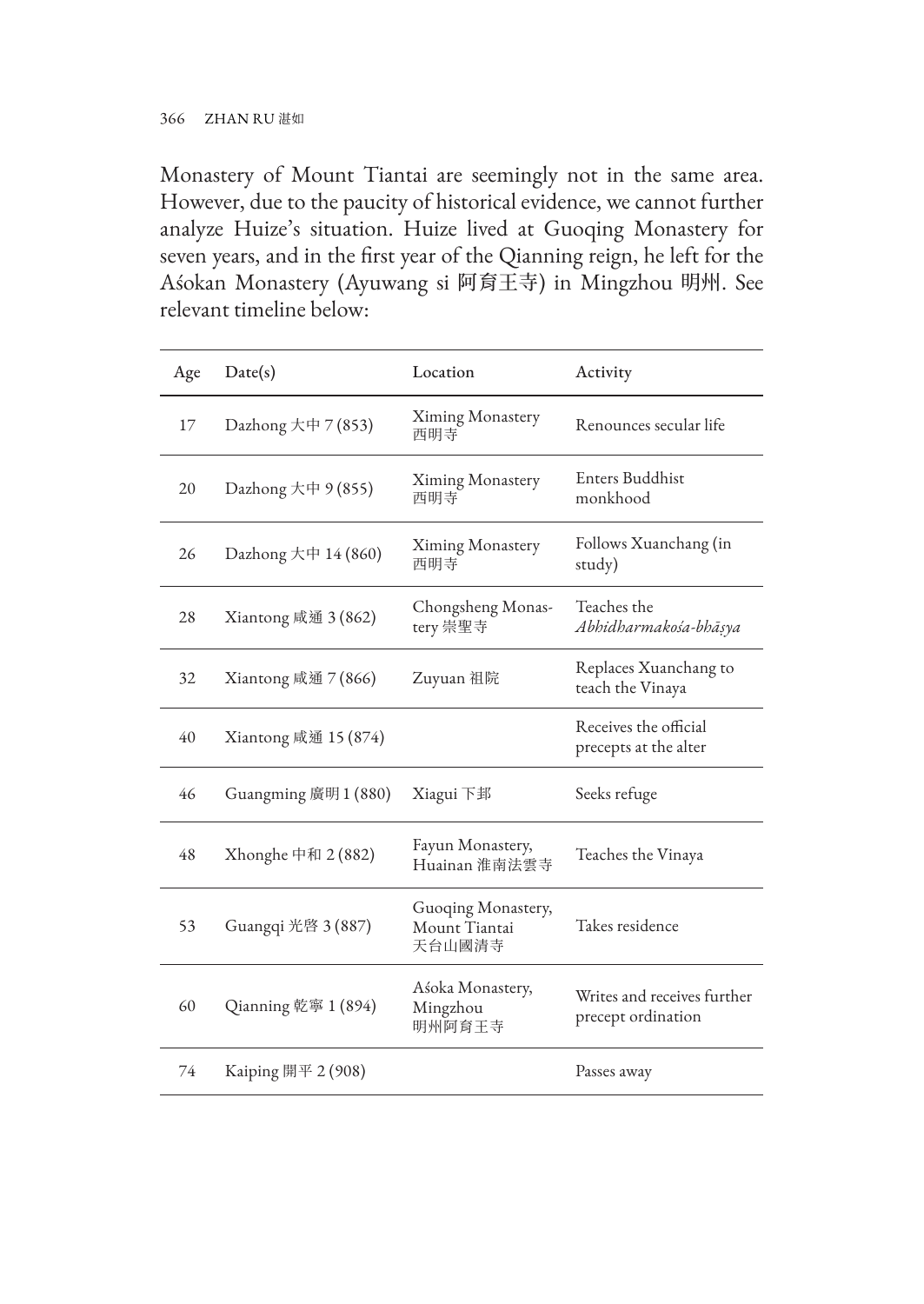Monastery of Mount Tiantai are seemingly not in the same area. However, due to the paucity of historical evidence, we cannot further analyze Huize's situation. Huize lived at Guoqing Monastery for seven years, and in the first year of the Qianning reign, he left for the Aśokan Monastery (Ayuwang si 阿育王寺) in Mingzhou 明州. See relevant timeline below:

| Age | Date(s) | Location | Activity |
|---|---|---|---|
| 17 | Dazhong 大中 7 (853) | Ximing Monastery 西明寺 | Renounces secular life |
| 20 | Dazhong 大中 9 (855) | Ximing Monastery 西明寺 | Enters Buddhist monkhood |
| 26 | Dazhong 大中 14 (860) | Ximing Monastery 西明寺 | Follows Xuanchang (in study) |
| 28 | Xiantong 咸通 3 (862) | Chongsheng Monastery 崇聖寺 | Teaches the *Abhidharmakośa-bhāṣya* |
| 32 | Xiantong 咸通 7 (866) | Zuyuan 祖院 | Replaces Xuanchang to teach the Vinaya |
| 40 | Xiantong 咸通 15 (874) | | Receives the official precepts at the alter |
| 46 | Guangming 廣明 1 (880) | Xiagui 下邽 | Seeks refuge |
| 48 | Xhonghe 中和 2 (882) | Fayun Monastery, Huainan 淮南法雲寺 | Teaches the Vinaya |
| 53 | Guangqi 光啓 3 (887) | Guoqing Monastery, Mount Tiantai 天台山國清寺 | Takes residence |
| 60 | Qianning 乾寧 1 (894) | Aśoka Monastery, Mingzhou 明州阿育王寺 | Writes and receives further precept ordination |
| 74 | Kaiping 開平 2 (908) | | Passes away |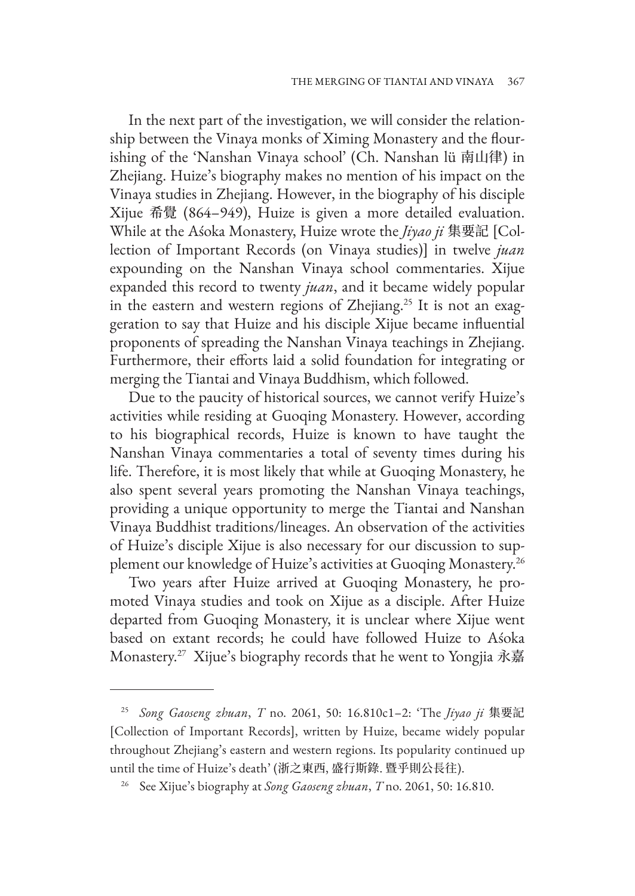In the next part of the investigation, we will consider the relationship between the Vinaya monks of Ximing Monastery and the flourishing of the 'Nanshan Vinaya school' (Ch. Nanshan lü 南山律) in Zhejiang. Huize's biography makes no mention of his impact on the Vinaya studies in Zhejiang. However, in the biography of his disciple Xijue 希覺 (864–949), Huize is given a more detailed evaluation. While at the Aśoka Monastery, Huize wrote the *Jiyao ji* 集要記 [Collection of Important Records (on Vinaya studies)] in twelve *juan* expounding on the Nanshan Vinaya school commentaries. Xijue expanded this record to twenty *juan*, and it became widely popular in the eastern and western regions of Zhejiang.[25] It is not an exaggeration to say that Huize and his disciple Xijue became influential proponents of spreading the Nanshan Vinaya teachings in Zhejiang. Furthermore, their efforts laid a solid foundation for integrating or merging the Tiantai and Vinaya Buddhism, which followed.

Due to the paucity of historical sources, we cannot verify Huize's activities while residing at Guoqing Monastery. However, according to his biographical records, Huize is known to have taught the Nanshan Vinaya commentaries a total of seventy times during his life. Therefore, it is most likely that while at Guoqing Monastery, he also spent several years promoting the Nanshan Vinaya teachings, providing a unique opportunity to merge the Tiantai and Nanshan Vinaya Buddhist traditions/lineages. An observation of the activities of Huize's disciple Xijue is also necessary for our discussion to supplement our knowledge of Huize's activities at Guoqing Monastery.[26]

Two years after Huize arrived at Guoqing Monastery, he promoted Vinaya studies and took on Xijue as a disciple. After Huize departed from Guoqing Monastery, it is unclear where Xijue went based on extant records; he could have followed Huize to Aśoka Monastery.[27] Xijue's biography records that he went to Yongjia 永嘉

---

[25] *Song Gaoseng zhuan*, *T* no. 2061, 50: 16.810c1–2: 'The *Jiyao ji* 集要記 [Collection of Important Records], written by Huize, became widely popular throughout Zhejiang's eastern and western regions. Its popularity continued up until the time of Huize's death' (浙之東西, 盛行斯錄. 暨乎則公長往).

[26] See Xijue's biography at *Song Gaoseng zhuan*, *T* no. 2061, 50: 16.810.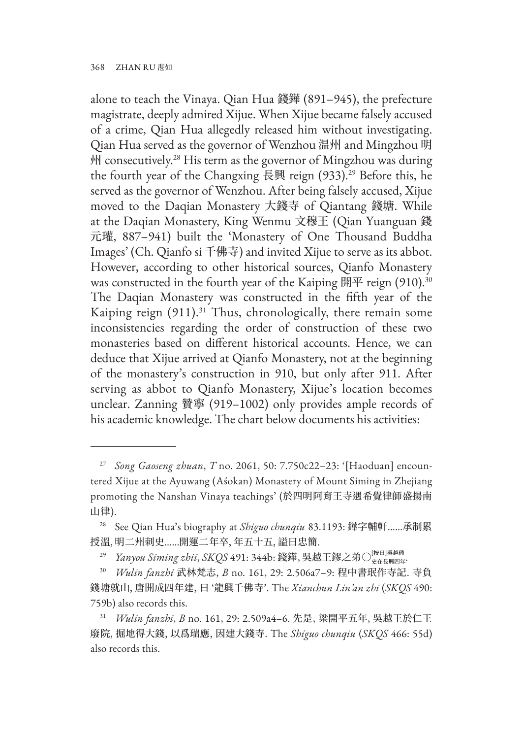alone to teach the Vinaya. Qian Hua 錢鏵 (891–945), the prefecture magistrate, deeply admired Xijue. When Xijue became falsely accused of a crime, Qian Hua allegedly released him without investigating. Qian Hua served as the governor of Wenzhou 溫州 and Mingzhou 明州 consecutively.[28] His term as the governor of Mingzhou was during the fourth year of the Changxing 長興 reign (933).[29] Before this, he served as the governor of Wenzhou. After being falsely accused, Xijue moved to the Daqian Monastery 大錢寺 of Qiantang 錢塘. While at the Daqian Monastery, King Wenmu 文穆王 (Qian Yuanguan 錢元瓘, 887–941) built the 'Monastery of One Thousand Buddha Images' (Ch. Qianfo si 千佛寺) and invited Xijue to serve as its abbot. However, according to other historical sources, Qianfo Monastery was constructed in the fourth year of the Kaiping 開平 reign (910).[30] The Daqian Monastery was constructed in the fifth year of the Kaiping reign (911).[31] Thus, chronologically, there remain some inconsistencies regarding the order of construction of these two monasteries based on different historical accounts. Hence, we can deduce that Xijue arrived at Qianfo Monastery, not at the beginning of the monastery's construction in 910, but only after 911. After serving as abbot to Qianfo Monastery, Xijue's location becomes unclear. Zanning 贊寧 (919–1002) only provides ample records of his academic knowledge. The chart below documents his activities:

---

[27] *Song Gaoseng zhuan*, *T* no. 2061, 50: 7.750c22–23: '[Haoduan] encountered Xijue at the Ayuwang (Aśokan) Monastery of Mount Siming in Zhejiang promoting the Nanshan Vinaya teachings' (於四明阿育王寺遇希覺律師盛揚南山律).

[28] See Qian Hua's biography at *Shiguo chunqiu* 83.1193: 鏵字輔軒……承制累授溫, 明二州刺史……開運二年卒, 年五十五, 謚曰忠簡.

[29] *Yanyou Siming zhii*, *SKQS* 491: 344b: 錢鏵, 吳越王鏐之弟〇[按曰]吳越備史在長興四年.

[30] *Wulin fanzhi* 武林梵志, *B* no. 161, 29: 2.506a7–9: 程中書珉作寺記. 寺負錢塘就山, 唐開成四年建, 曰 '龍興千佛寺'. The *Xianchun Lin'an zhi* (*SKQS* 490: 759b) also records this.

[31] *Wulin fanzhi*, *B* no. 161, 29: 2.509a4–6. 先是, 梁開平五年, 吳越王於仁王廢院, 掘地得大錢, 以爲瑞應, 因建大錢寺. The *Shiguo chunqiu* (*SKQS* 466: 55d) also records this.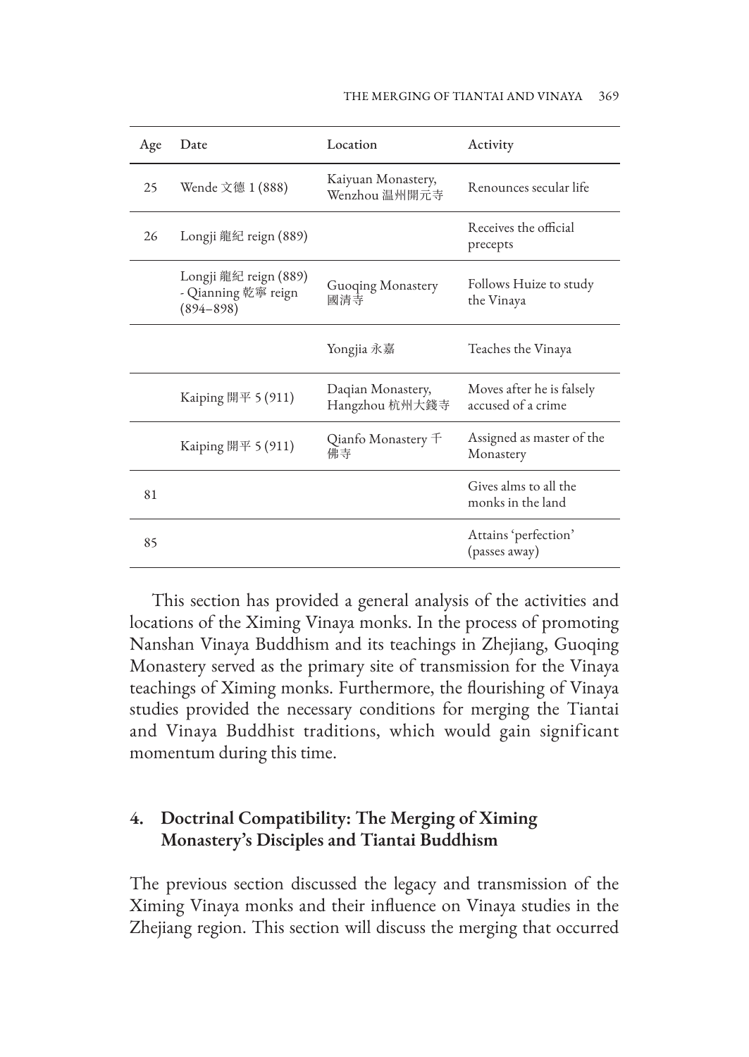| Age | Date | Location | Activity |
|---|---|---|---|
| 25 | Wende 文德 1 (888) | Kaiyuan Monastery, Wenzhou 溫州開元寺 | Renounces secular life |
| 26 | Longji 龍紀 reign (889) | | Receives the official precepts |
| | Longji 龍紀 reign (889) - Qianning 乾寧 reign (894–898) | Guoqing Monastery 國清寺 | Follows Huize to study the Vinaya |
| | | Yongjia 永嘉 | Teaches the Vinaya |
| | Kaiping 開平 5 (911) | Daqian Monastery, Hangzhou 杭州大錢寺 | Moves after he is falsely accused of a crime |
| | Kaiping 開平 5 (911) | Qianfo Monastery 千佛寺 | Assigned as master of the Monastery |
| 81 | | | Gives alms to all the monks in the land |
| 85 | | | Attains 'perfection' (passes away) |

This section has provided a general analysis of the activities and locations of the Ximing Vinaya monks. In the process of promoting Nanshan Vinaya Buddhism and its teachings in Zhejiang, Guoqing Monastery served as the primary site of transmission for the Vinaya teachings of Ximing monks. Furthermore, the flourishing of Vinaya studies provided the necessary conditions for merging the Tiantai and Vinaya Buddhist traditions, which would gain significant momentum during this time.

## 4. Doctrinal Compatibility: The Merging of Ximing Monastery's Disciples and Tiantai Buddhism

The previous section discussed the legacy and transmission of the Ximing Vinaya monks and their influence on Vinaya studies in the Zhejiang region. This section will discuss the merging that occurred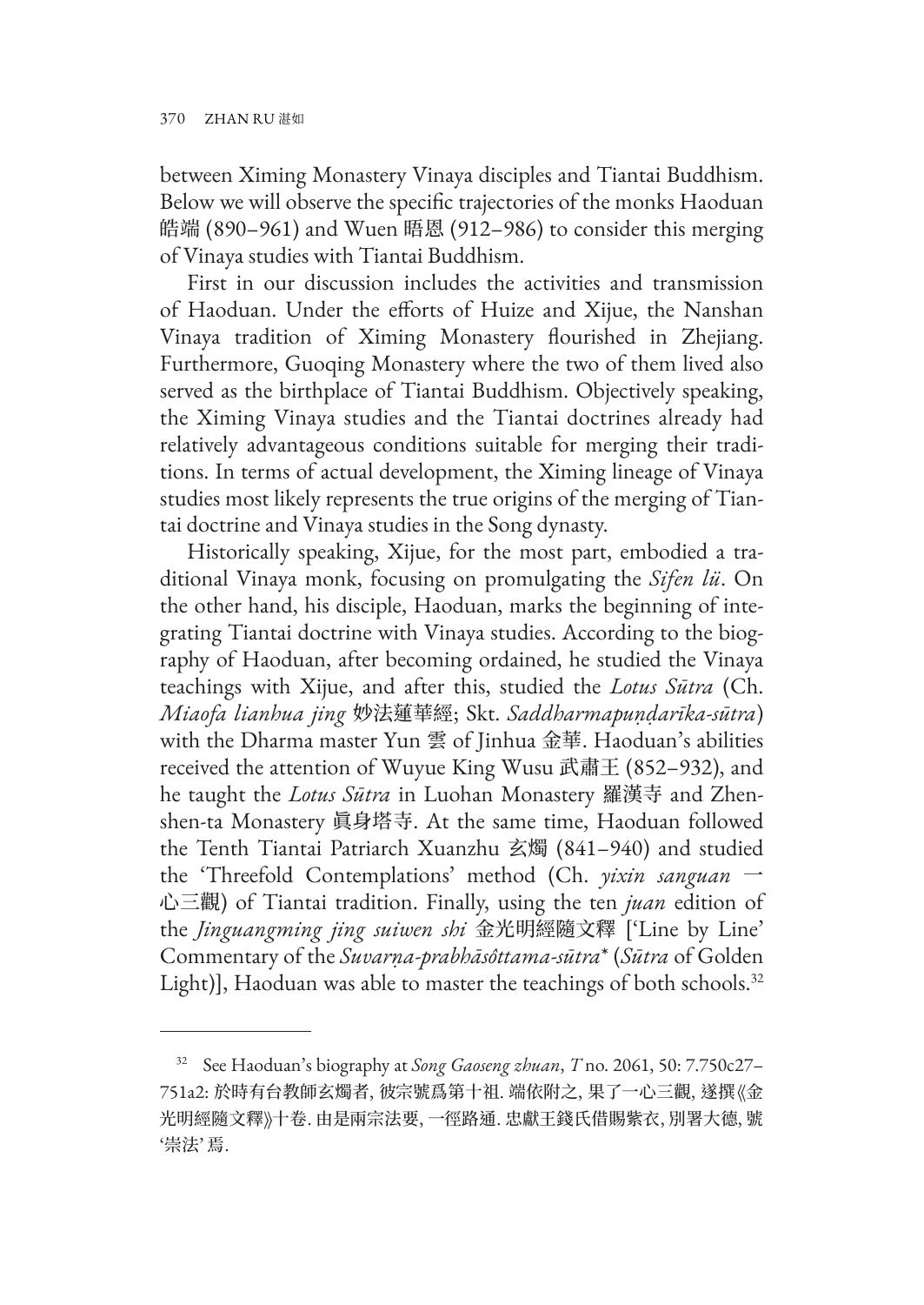between Ximing Monastery Vinaya disciples and Tiantai Buddhism. Below we will observe the specific trajectories of the monks Haoduan 皓端 (890–961) and Wuen 晤恩 (912–986) to consider this merging of Vinaya studies with Tiantai Buddhism.

First in our discussion includes the activities and transmission of Haoduan. Under the efforts of Huize and Xijue, the Nanshan Vinaya tradition of Ximing Monastery flourished in Zhejiang. Furthermore, Guoqing Monastery where the two of them lived also served as the birthplace of Tiantai Buddhism. Objectively speaking, the Ximing Vinaya studies and the Tiantai doctrines already had relatively advantageous conditions suitable for merging their traditions. In terms of actual development, the Ximing lineage of Vinaya studies most likely represents the true origins of the merging of Tiantai doctrine and Vinaya studies in the Song dynasty.

Historically speaking, Xijue, for the most part, embodied a traditional Vinaya monk, focusing on promulgating the *Sifen lü*. On the other hand, his disciple, Haoduan, marks the beginning of integrating Tiantai doctrine with Vinaya studies. According to the biography of Haoduan, after becoming ordained, he studied the Vinaya teachings with Xijue, and after this, studied the *Lotus Sūtra* (Ch. *Miaofa lianhua jing* 妙法蓮華經; Skt. *Saddharmapuṇḍarīka-sūtra*) with the Dharma master Yun 雲 of Jinhua 金華. Haoduan's abilities received the attention of Wuyue King Wusu 武肅王 (852–932), and he taught the *Lotus Sūtra* in Luohan Monastery 羅漢寺 and Zhenshen-ta Monastery 眞身塔寺. At the same time, Haoduan followed the Tenth Tiantai Patriarch Xuanzhu 玄燭 (841–940) and studied the 'Threefold Contemplations' method (Ch. *yixin sanguan* 一心三觀) of Tiantai tradition. Finally, using the ten *juan* edition of the *Jinguangming jing suiwen shi* 金光明經隨文釋 ['Line by Line' Commentary of the *Suvarṇa-prabhāsôttama-sūtra*\* (*Sūtra* of Golden Light)], Haoduan was able to master the teachings of both schools.[32]

---

[32] See Haoduan's biography at *Song Gaoseng zhuan*, *T* no. 2061, 50: 7.750c27–751a2: 於時有台教師玄燭者, 彼宗號爲第十祖. 端依附之, 果了一心三觀, 遂撰《金光明經隨文釋》十卷. 由是兩宗法要, 一徑路通. 忠獻王錢氏借賜紫衣, 別署大德, 號'崇法' 焉.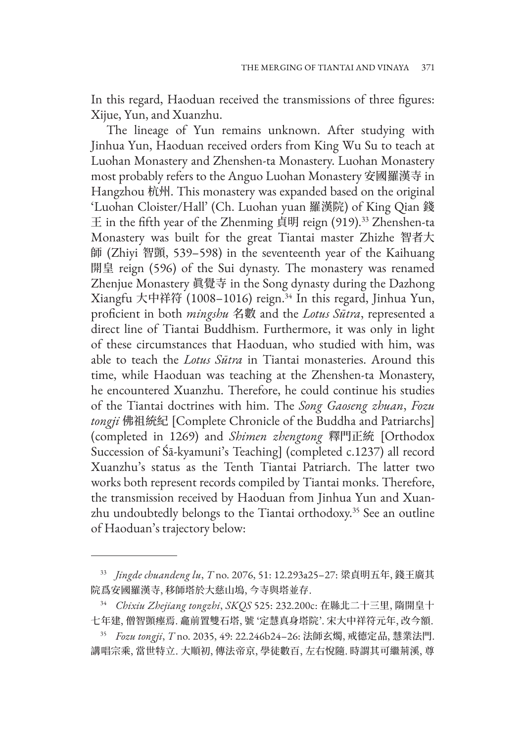In this regard, Haoduan received the transmissions of three figures: Xijue, Yun, and Xuanzhu.

The lineage of Yun remains unknown. After studying with Jinhua Yun, Haoduan received orders from King Wu Su to teach at Luohan Monastery and Zhenshen-ta Monastery. Luohan Monastery most probably refers to the Anguo Luohan Monastery 安國羅漢寺 in Hangzhou 杭州. This monastery was expanded based on the original 'Luohan Cloister/Hall' (Ch. Luohan yuan 羅漢院) of King Qian 錢王 in the fifth year of the Zhenming 貞明 reign (919).[33] Zhenshen-ta Monastery was built for the great Tiantai master Zhizhe 智者大師 (Zhiyi 智顗, 539–598) in the seventeenth year of the Kaihuang 開皇 reign (596) of the Sui dynasty. The monastery was renamed Zhenjue Monastery 眞覺寺 in the Song dynasty during the Dazhong Xiangfu 大中祥符 (1008–1016) reign.[34] In this regard, Jinhua Yun, proficient in both *mingshu* 名數 and the *Lotus Sūtra*, represented a direct line of Tiantai Buddhism. Furthermore, it was only in light of these circumstances that Haoduan, who studied with him, was able to teach the *Lotus Sūtra* in Tiantai monasteries. Around this time, while Haoduan was teaching at the Zhenshen-ta Monastery, he encountered Xuanzhu. Therefore, he could continue his studies of the Tiantai doctrines with him. The *Song Gaoseng zhuan*, *Fozu tongji* 佛祖統紀 [Complete Chronicle of the Buddha and Patriarchs] (completed in 1269) and *Shimen zhengtong* 釋門正統 [Orthodox Succession of Śā-kyamuni's Teaching] (completed c.1237) all record Xuanzhu's status as the Tenth Tiantai Patriarch. The latter two works both represent records compiled by Tiantai monks. Therefore, the transmission received by Haoduan from Jinhua Yun and Xuanzhu undoubtedly belongs to the Tiantai orthodoxy.[35] See an outline of Haoduan's trajectory below:

---

[33] *Jingde chuandeng lu*, *T* no. 2076, 51: 12.293a25–27: 梁貞明五年, 錢王廣其院爲安國羅漢寺, 移師塔於大慈山塢, 今寺與塔並存.

[34] *Chixiu Zhejiang tongzhi*, *SKQS* 525: 232.200c: 在縣北二十三里, 隋開皇十七年建, 僧智顗瘞焉. 龕前置雙石塔, 號 '定慧真身塔院'. 宋大中祥符元年, 改今額.

[35] *Fozu tongji*, *T* no. 2035, 49: 22.246b24–26: 法師玄燭, 戒德定品, 慧業法門. 講唱宗乘, 當世特立. 大順初, 傳法帝京, 學徒數百, 左右悅隨. 時謂其可繼荊溪, 尊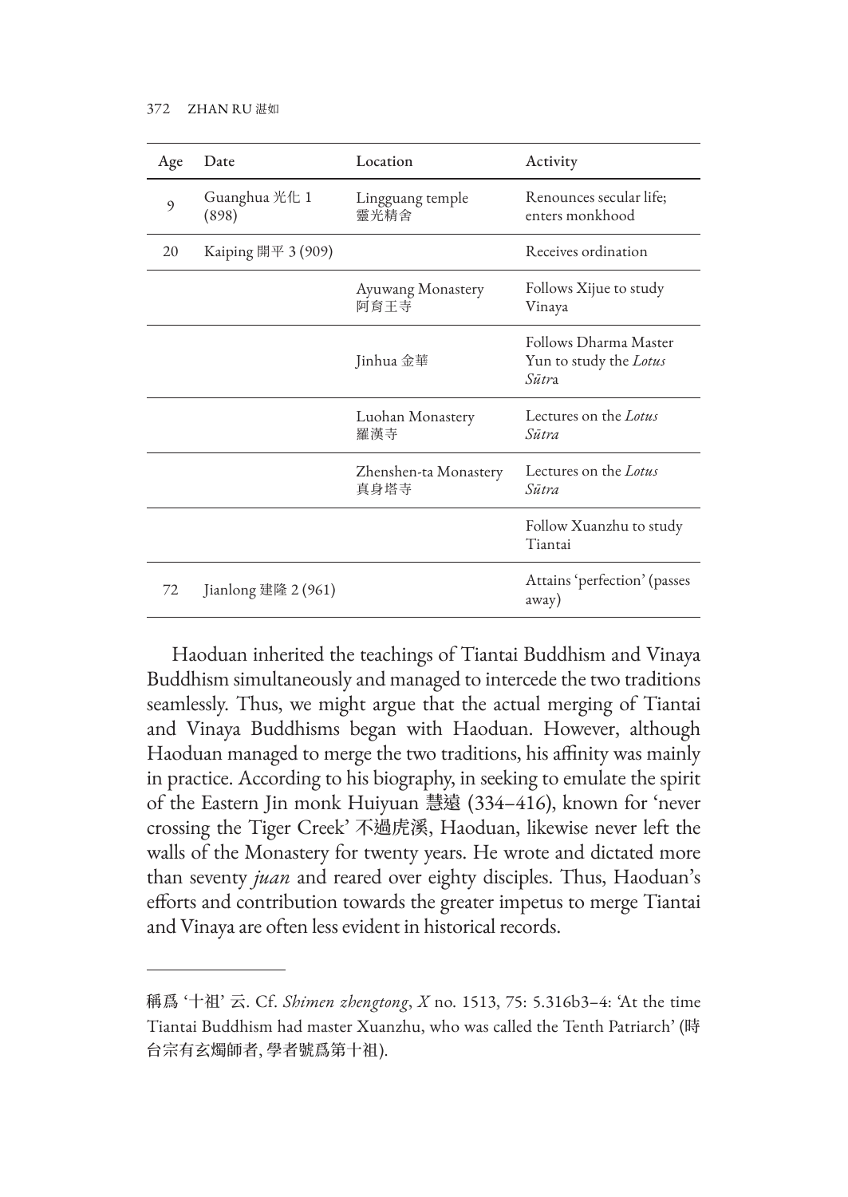| Age | Date | Location | Activity |
|---|---|---|---|
| 9 | Guanghua 光化 1 (898) | Lingguang temple 靈光精舍 | Renounces secular life; enters monkhood |
| 20 | Kaiping 開平 3 (909) | | Receives ordination |
| | | Ayuwang Monastery 阿育王寺 | Follows Xijue to study Vinaya |
| | | Jinhua 金華 | Follows Dharma Master Yun to study the *Lotus Sūtr*a |
| | | Luohan Monastery 羅漢寺 | Lectures on the *Lotus Sūtra* |
| | | Zhenshen-ta Monastery 真身塔寺 | Lectures on the *Lotus Sūtra* |
| | | | Follow Xuanzhu to study Tiantai |
| 72 | Jianlong 建隆 2 (961) | | Attains 'perfection' (passes away) |

Haoduan inherited the teachings of Tiantai Buddhism and Vinaya Buddhism simultaneously and managed to intercede the two traditions seamlessly. Thus, we might argue that the actual merging of Tiantai and Vinaya Buddhisms began with Haoduan. However, although Haoduan managed to merge the two traditions, his affinity was mainly in practice. According to his biography, in seeking to emulate the spirit of the Eastern Jin monk Huiyuan 慧遠 (334–416), known for 'never crossing the Tiger Creek' 不過虎溪, Haoduan, likewise never left the walls of the Monastery for twenty years. He wrote and dictated more than seventy *juan* and reared over eighty disciples. Thus, Haoduan's efforts and contribution towards the greater impetus to merge Tiantai and Vinaya are often less evident in historical records.

---

稱爲 '十祖' 云. Cf. *Shimen zhengtong*, *X* no. 1513, 75: 5.316b3–4: 'At the time Tiantai Buddhism had master Xuanzhu, who was called the Tenth Patriarch' (時台宗有玄燭師者, 學者號爲第十祖).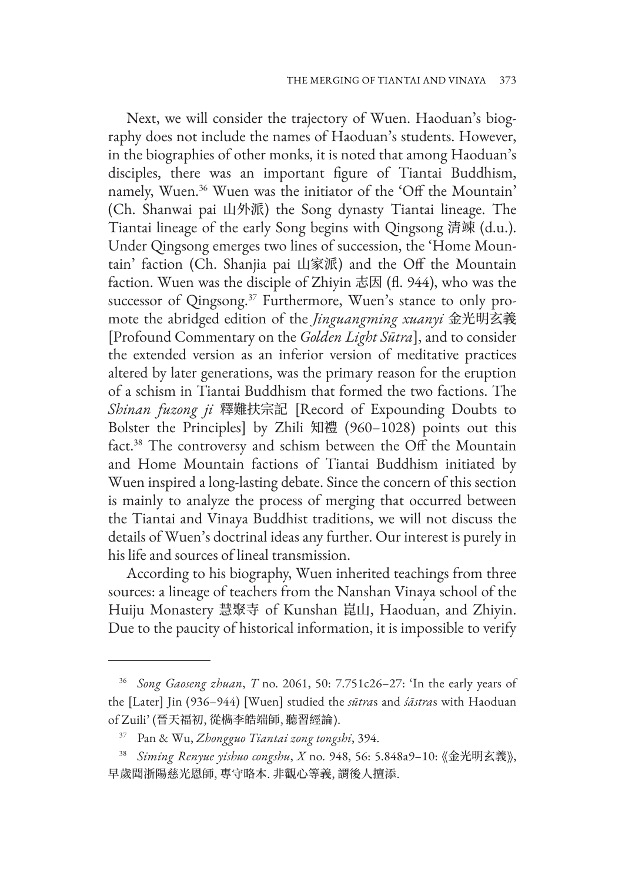Next, we will consider the trajectory of Wuen. Haoduan's biography does not include the names of Haoduan's students. However, in the biographies of other monks, it is noted that among Haoduan's disciples, there was an important figure of Tiantai Buddhism, namely, Wuen.[36] Wuen was the initiator of the 'Off the Mountain' (Ch. Shanwai pai 山外派) the Song dynasty Tiantai lineage. The Tiantai lineage of the early Song begins with Qingsong 清竦 (d.u.). Under Qingsong emerges two lines of succession, the 'Home Mountain' faction (Ch. Shanjia pai 山家派) and the Off the Mountain faction. Wuen was the disciple of Zhiyin 志因 (fl. 944), who was the successor of Qingsong.[37] Furthermore, Wuen's stance to only promote the abridged edition of the *Jinguangming xuanyi* 金光明玄義 [Profound Commentary on the *Golden Light Sūtra*], and to consider the extended version as an inferior version of meditative practices altered by later generations, was the primary reason for the eruption of a schism in Tiantai Buddhism that formed the two factions. The *Shinan fuzong ji* 釋難扶宗記 [Record of Expounding Doubts to Bolster the Principles] by Zhili 知禮 (960–1028) points out this fact.[38] The controversy and schism between the Off the Mountain and Home Mountain factions of Tiantai Buddhism initiated by Wuen inspired a long-lasting debate. Since the concern of this section is mainly to analyze the process of merging that occurred between the Tiantai and Vinaya Buddhist traditions, we will not discuss the details of Wuen's doctrinal ideas any further. Our interest is purely in his life and sources of lineal transmission.

According to his biography, Wuen inherited teachings from three sources: a lineage of teachers from the Nanshan Vinaya school of the Huiju Monastery 慧聚寺 of Kunshan 崑山, Haoduan, and Zhiyin. Due to the paucity of historical information, it is impossible to verify

---

[36] *Song Gaoseng zhuan*, *T* no. 2061, 50: 7.751c26–27: 'In the early years of the [Later] Jin (936–944) [Wuen] studied the *sūtra*s and *śāstra*s with Haoduan of Zuili' (晉天福初, 從檇李皓端師, 聽習經論).

[37] Pan & Wu, *Zhongguo Tiantai zong tongshi*, 394.

[38] *Siming Renyue yishuo congshu*, *X* no. 948, 56: 5.848a9–10: 《金光明玄義》, 早歲聞浙陽慈光恩師, 專守略本. 非觀心等義, 謂後人擅添.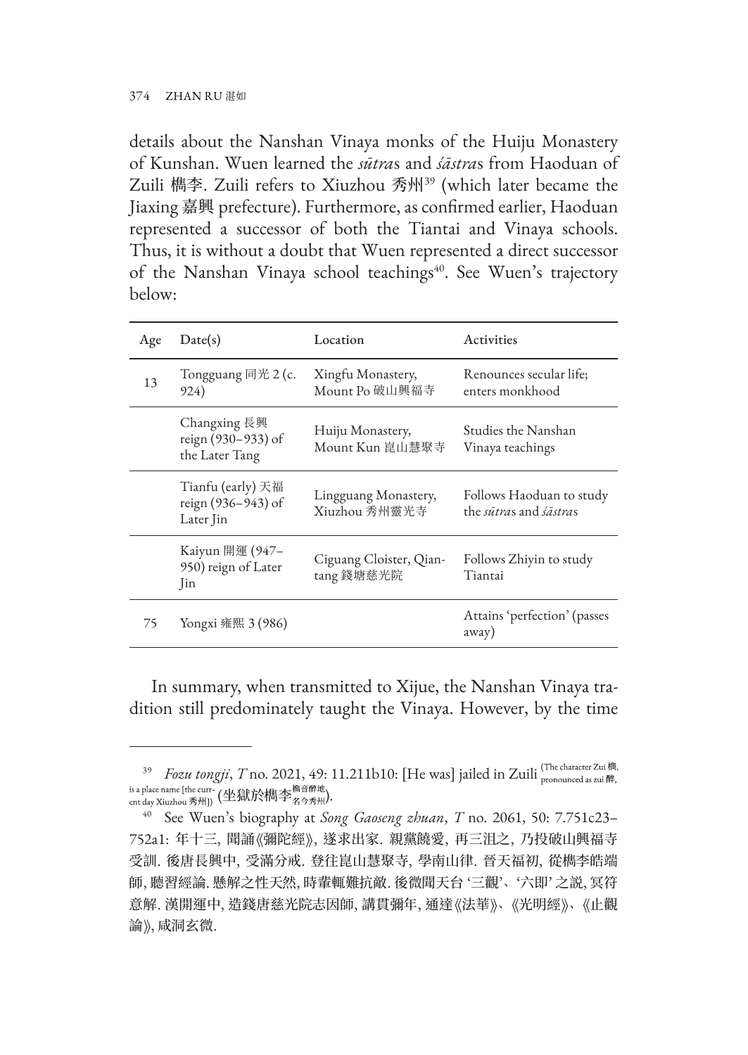details about the Nanshan Vinaya monks of the Huiju Monastery of Kunshan. Wuen learned the *sūtra*s and *śāstra*s from Haoduan of Zuili 檇李. Zuili refers to Xiuzhou 秀州[39] (which later became the Jiaxing 嘉興 prefecture). Furthermore, as confirmed earlier, Haoduan represented a successor of both the Tiantai and Vinaya schools. Thus, it is without a doubt that Wuen represented a direct successor of the Nanshan Vinaya school teachings[40]. See Wuen's trajectory below:

| Age | Date(s) | Location | Activities |
|---|---|---|---|
| 13 | Tongguang 同光 2 (c. 924) | Xingfu Monastery, Mount Po 破山興福寺 | Renounces secular life; enters monkhood |
| | Changxing 長興 reign (930–933) of the Later Tang | Huiju Monastery, Mount Kun 崑山慧聚寺 | Studies the Nanshan Vinaya teachings |
| | Tianfu (early) 天福 reign (936–943) of Later Jin | Lingguang Monastery, Xiuzhou 秀州靈光寺 | Follows Haoduan to study the *sūtra*s and *śāstra*s |
| | Kaiyun 開運 (947–950) reign of Later Jin | Ciguang Cloister, Qiantang 錢塘慈光院 | Follows Zhiyin to study Tiantai |
| 75 | Yongxi 雍熙 3 (986) | | Attains 'perfection' (passes away) |

In summary, when transmitted to Xijue, the Nanshan Vinaya tradition still predominately taught the Vinaya. However, by the time

---

[39] *Fozu tongji*, *T* no. 2021, 49: 11.211b10: [He was] jailed in Zuili (The character Zui 檇, pronounced as zui 醉, is a place name [the current day Xiuzhou 秀州]) (坐獄於檇李^檇音醉地^名今秀州).

[40] See Wuen's biography at *Song Gaoseng zhuan*, *T* no. 2061, 50: 7.751c23–752a1: 年十三, 聞誦《彌陀經》, 遂求出家. 親黨饒愛, 再三沮之, 乃投破山興福寺受訓. 後唐長興中, 受滿分戒. 登往崑山慧聚寺, 學南山律. 晉天福初, 從檇李皓端師, 聽習經論. 懸解之性天然, 時輩輒難抗敵. 後微聞天台 '三觀'、'六即' 之説, 冥符意解. 漢開運中, 造錢唐慈光院志因師, 講貫彌年, 通達《法華》、《光明經》、《止觀論》, 咸洞玄微.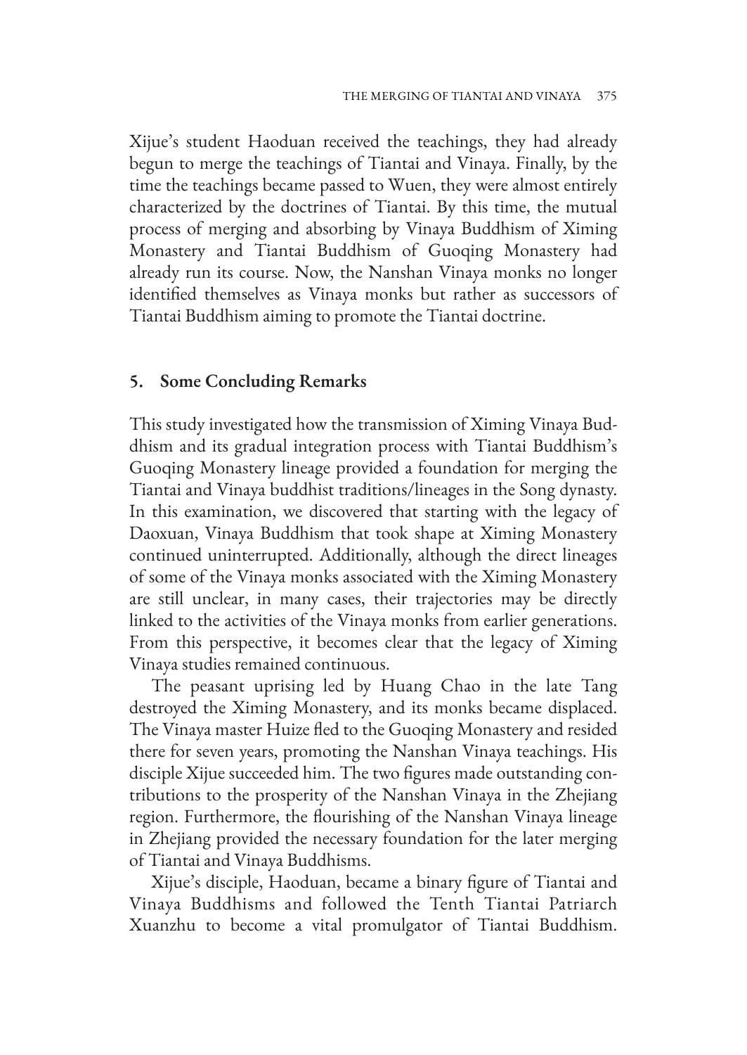Xijue's student Haoduan received the teachings, they had already begun to merge the teachings of Tiantai and Vinaya. Finally, by the time the teachings became passed to Wuen, they were almost entirely characterized by the doctrines of Tiantai. By this time, the mutual process of merging and absorbing by Vinaya Buddhism of Ximing Monastery and Tiantai Buddhism of Guoqing Monastery had already run its course. Now, the Nanshan Vinaya monks no longer identified themselves as Vinaya monks but rather as successors of Tiantai Buddhism aiming to promote the Tiantai doctrine.

## 5. Some Concluding Remarks

This study investigated how the transmission of Ximing Vinaya Buddhism and its gradual integration process with Tiantai Buddhism's Guoqing Monastery lineage provided a foundation for merging the Tiantai and Vinaya buddhist traditions/lineages in the Song dynasty. In this examination, we discovered that starting with the legacy of Daoxuan, Vinaya Buddhism that took shape at Ximing Monastery continued uninterrupted. Additionally, although the direct lineages of some of the Vinaya monks associated with the Ximing Monastery are still unclear, in many cases, their trajectories may be directly linked to the activities of the Vinaya monks from earlier generations. From this perspective, it becomes clear that the legacy of Ximing Vinaya studies remained continuous.

The peasant uprising led by Huang Chao in the late Tang destroyed the Ximing Monastery, and its monks became displaced. The Vinaya master Huize fled to the Guoqing Monastery and resided there for seven years, promoting the Nanshan Vinaya teachings. His disciple Xijue succeeded him. The two figures made outstanding contributions to the prosperity of the Nanshan Vinaya in the Zhejiang region. Furthermore, the flourishing of the Nanshan Vinaya lineage in Zhejiang provided the necessary foundation for the later merging of Tiantai and Vinaya Buddhisms.

Xijue's disciple, Haoduan, became a binary figure of Tiantai and Vinaya Buddhisms and followed the Tenth Tiantai Patriarch Xuanzhu to become a vital promulgator of Tiantai Buddhism.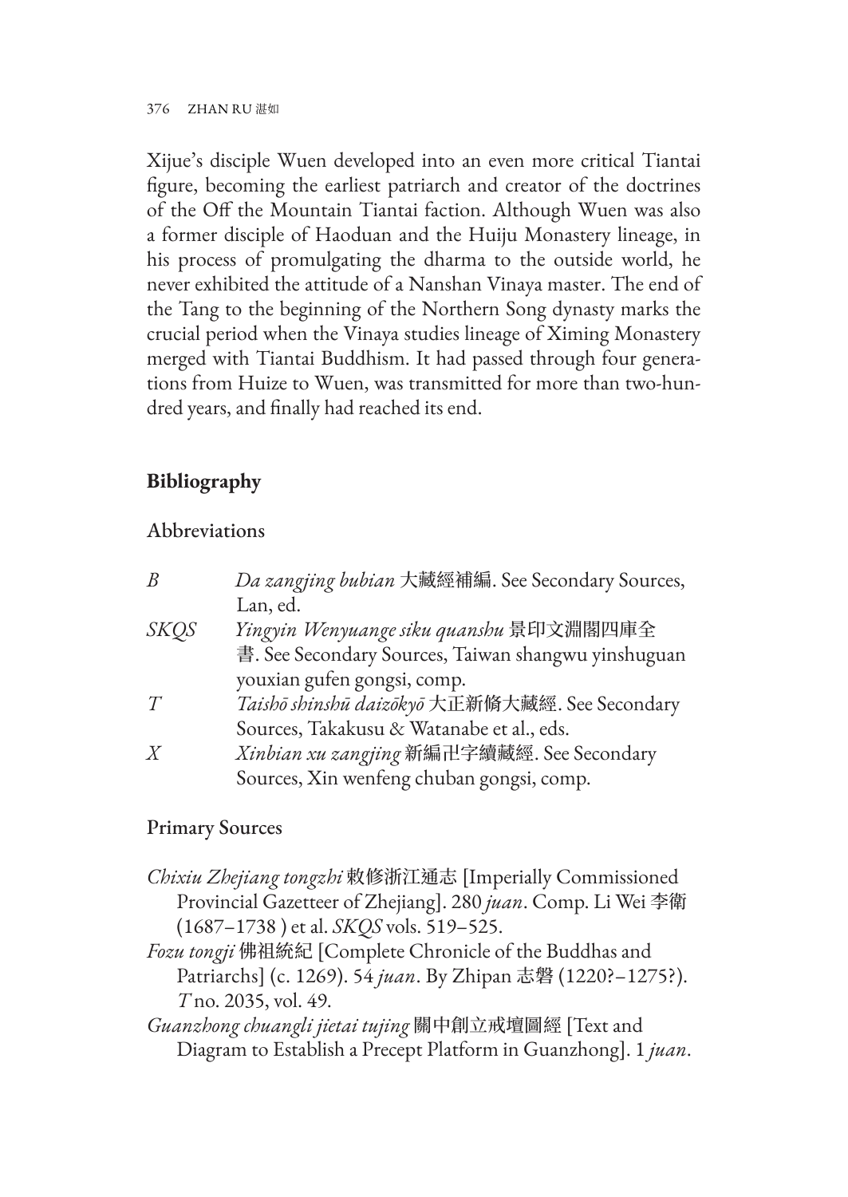Xijue's disciple Wuen developed into an even more critical Tiantai figure, becoming the earliest patriarch and creator of the doctrines of the Off the Mountain Tiantai faction. Although Wuen was also a former disciple of Haoduan and the Huiju Monastery lineage, in his process of promulgating the dharma to the outside world, he never exhibited the attitude of a Nanshan Vinaya master. The end of the Tang to the beginning of the Northern Song dynasty marks the crucial period when the Vinaya studies lineage of Ximing Monastery merged with Tiantai Buddhism. It had passed through four generations from Huize to Wuen, was transmitted for more than two-hundred years, and finally had reached its end.

## Bibliography

### Abbreviations

| | |
|---|---|
| *B* | *Da zangjing bubian* 大藏經補編. See Secondary Sources, Lan, ed. |
| *SKQS* | *Yingyin Wenyuange siku quanshu* 景印文淵閣四庫全書. See Secondary Sources, Taiwan shangwu yinshuguan youxian gufen gongsi, comp. |
| *T* | *Taishō shinshū daizōkyō* 大正新脩大藏經. See Secondary Sources, Takakusu & Watanabe et al., eds. |
| *X* | *Xinbian xu zangjing* 新編卍字續藏經. See Secondary Sources, Xin wenfeng chuban gongsi, comp. |

### Primary Sources

*Chixiu Zhejiang tongzhi* 敕修浙江通志 [Imperially Commissioned Provincial Gazetteer of Zhejiang]. 280 *juan*. Comp. Li Wei 李衛 (1687–1738 ) et al. *SKQS* vols. 519–525.

*Fozu tongji* 佛祖統紀 [Complete Chronicle of the Buddhas and Patriarchs] (c. 1269). 54 *juan*. By Zhipan 志磐 (1220?–1275?). *T* no. 2035, vol. 49.

*Guanzhong chuangli jietai tujing* 關中創立戒壇圖經 [Text and Diagram to Establish a Precept Platform in Guanzhong]. 1 *juan*.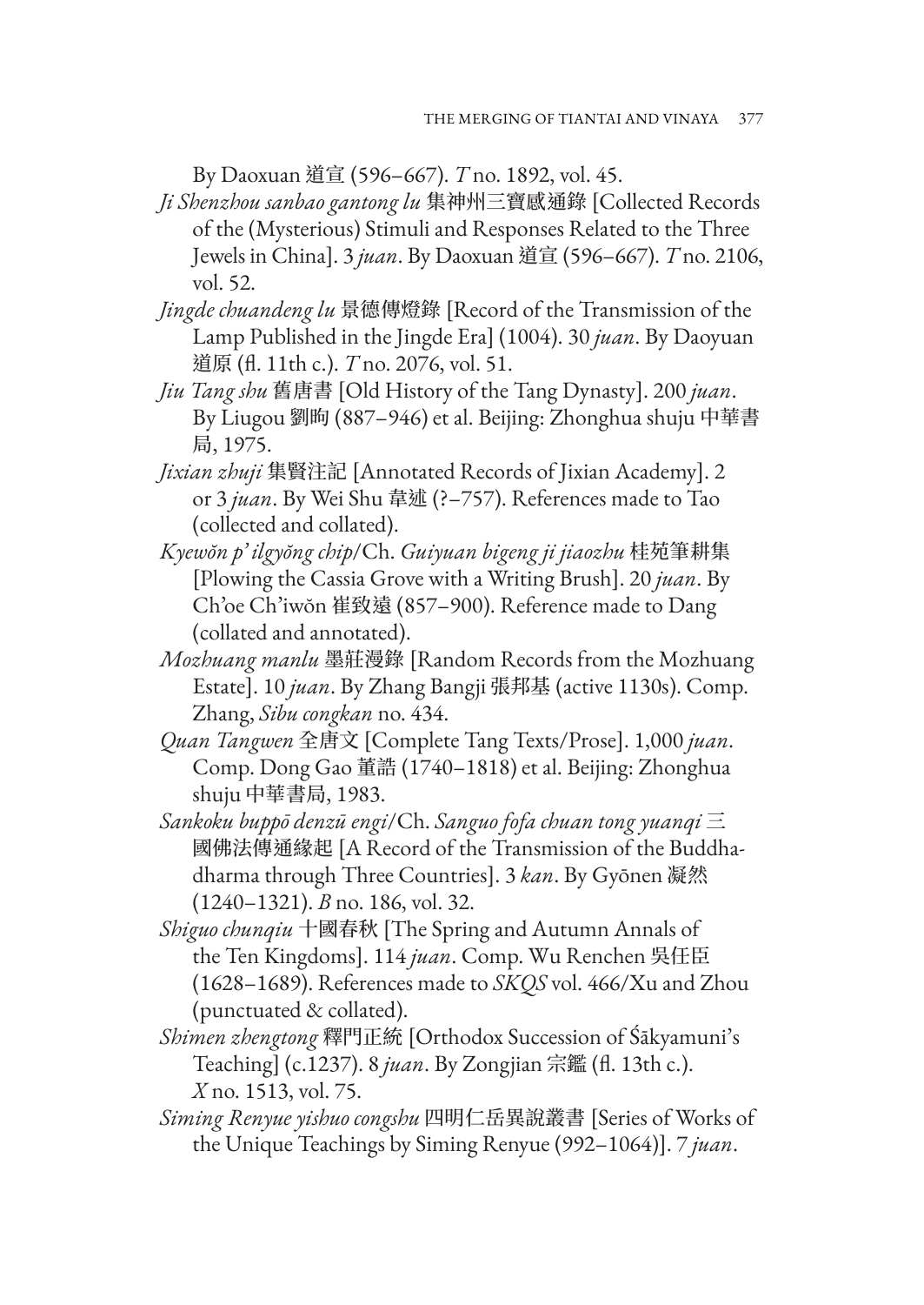By Daoxuan 道宣 (596–667). *T* no. 1892, vol. 45.

*Ji Shenzhou sanbao gantong lu* 集神州三寶感通錄 [Collected Records of the (Mysterious) Stimuli and Responses Related to the Three Jewels in China]. 3 *juan*. By Daoxuan 道宣 (596–667). *T* no. 2106, vol. 52.

*Jingde chuandeng lu* 景德傳燈錄 [Record of the Transmission of the Lamp Published in the Jingde Era] (1004). 30 *juan*. By Daoyuan 道原 (fl. 11th c.). *T* no. 2076, vol. 51.

*Jiu Tang shu* 舊唐書 [Old History of the Tang Dynasty]. 200 *juan*. By Liugou 劉昫 (887–946) et al. Beijing: Zhonghua shuju 中華書局, 1975.

*Jixian zhuji* 集賢注記 [Annotated Records of Jixian Academy]. 2 or 3 *juan*. By Wei Shu 韋述 (?–757). References made to Tao (collected and collated).

*Kyewŏn p'ilgyŏng chip*/Ch. *Guiyuan bigeng ji jiaozhu* 桂苑筆耕集 [Plowing the Cassia Grove with a Writing Brush]. 20 *juan*. By Ch'oe Ch'iwŏn 崔致遠 (857–900). Reference made to Dang (collated and annotated).

*Mozhuang manlu* 墨莊漫錄 [Random Records from the Mozhuang Estate]. 10 *juan*. By Zhang Bangji 張邦基 (active 1130s). Comp. Zhang, *Sibu congkan* no. 434.

*Quan Tangwen* 全唐文 [Complete Tang Texts/Prose]. 1,000 *juan*. Comp. Dong Gao 董誥 (1740–1818) et al. Beijing: Zhonghua shuju 中華書局, 1983.

*Sankoku buppō denzū engi*/Ch. *Sanguo fofa chuan tong yuanqi* 三國佛法傳通緣起 [A Record of the Transmission of the Buddhadharma through Three Countries]. 3 *kan*. By Gyōnen 凝然 (1240–1321). *B* no. 186, vol. 32.

*Shiguo chunqiu* 十國春秋 [The Spring and Autumn Annals of the Ten Kingdoms]. 114 *juan*. Comp. Wu Renchen 吳任臣 (1628–1689). References made to *SKQS* vol. 466/Xu and Zhou (punctuated & collated).

*Shimen zhengtong* 釋門正統 [Orthodox Succession of Śākyamuni's Teaching] (c.1237). 8 *juan*. By Zongjian 宗鑑 (fl. 13th c.). *X* no. 1513, vol. 75.

*Siming Renyue yishuo congshu* 四明仁岳異說叢書 [Series of Works of the Unique Teachings by Siming Renyue (992–1064)]. 7 *juan*.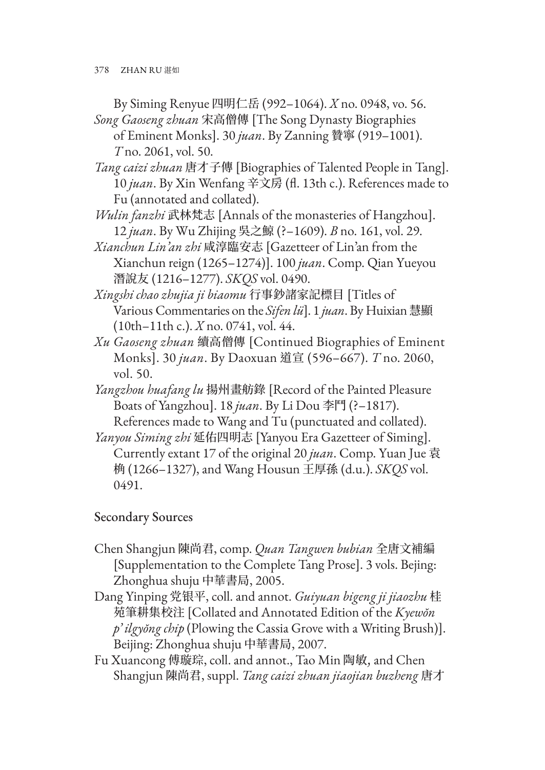By Siming Renyue 四明仁岳 (992–1064). *X* no. 0948, vo. 56.

*Song Gaoseng zhuan* 宋高僧傳 [The Song Dynasty Biographies of Eminent Monks]. 30 *juan*. By Zanning 贊寧 (919–1001). *T* no. 2061, vol. 50.

*Tang caizi zhuan* 唐才子傳 [Biographies of Talented People in Tang]. 10 *juan*. By Xin Wenfang 辛文房 (fl. 13th c.). References made to Fu (annotated and collated).

*Wulin fanzhi* 武林梵志 [Annals of the monasteries of Hangzhou]. 12 *juan*. By Wu Zhijing 吳之鯨 (?–1609). *B* no. 161, vol. 29.

*Xianchun Lin'an zhi* 咸淳臨安志 [Gazetteer of Lin'an from the Xianchun reign (1265–1274)]. 100 *juan*. Comp. Qian Yueyou 潛說友 (1216–1277). *SKQS* vol. 0490.

*Xingshi chao zhujia ji biaomu* 行事鈔諸家記標目 [Titles of Various Commentaries on the *Sifen lü*]. 1 *juan*. By Huixian 慧顯 (10th–11th c.). *X* no. 0741, vol. 44.

*Xu Gaoseng zhuan* 續高僧傳 [Continued Biographies of Eminent Monks]. 30 *juan*. By Daoxuan 道宣 (596–667). *T* no. 2060, vol. 50.

*Yangzhou huafang lu* 揚州畫舫錄 [Record of the Painted Pleasure Boats of Yangzhou]. 18 *juan*. By Li Dou 李鬥 (?–1817). References made to Wang and Tu (punctuated and collated).

*Yanyou Siming zhi* 延佑四明志 [Yanyou Era Gazetteer of Siming]. Currently extant 17 of the original 20 *juan*. Comp. Yuan Jue 袁桷 (1266–1327), and Wang Housun 王厚孫 (d.u.). *SKQS* vol. 0491.

## Secondary Sources

Chen Shangjun 陳尚君, comp. *Quan Tangwen bubian* 全唐文補編 [Supplementation to the Complete Tang Prose]. 3 vols. Bejing: Zhonghua shuju 中華書局, 2005.

Dang Yinping 党银平, coll. and annot. *Guiyuan bigeng ji jiaozhu* 桂苑筆耕集校注 [Collated and Annotated Edition of the *Kyewŏn p'ilgyŏng chip* (Plowing the Cassia Grove with a Writing Brush)]. Beijing: Zhonghua shuju 中華書局, 2007.

Fu Xuancong 傅璇琮, coll. and annot., Tao Min 陶敏, and Chen Shangjun 陳尚君, suppl. *Tang caizi zhuan jiaojian buzheng* 唐才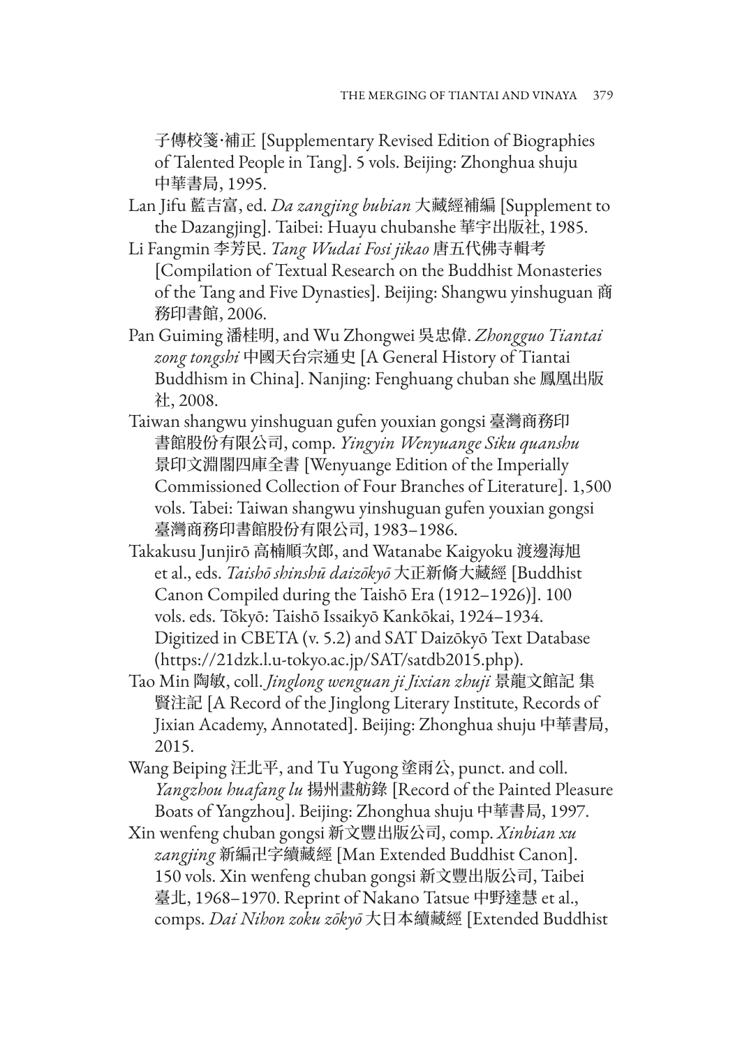子傳校箋·補正 [Supplementary Revised Edition of Biographies of Talented People in Tang]. 5 vols. Beijing: Zhonghua shuju 中華書局, 1995.

Lan Jifu 藍吉富, ed. *Da zangjing bubian* 大藏經補編 [Supplement to the Dazangjing]. Taibei: Huayu chubanshe 華宇出版社, 1985.

Li Fangmin 李芳民. *Tang Wudai Fosi jikao* 唐五代佛寺輯考 [Compilation of Textual Research on the Buddhist Monasteries of the Tang and Five Dynasties]. Beijing: Shangwu yinshuguan 商務印書館, 2006.

Pan Guiming 潘桂明, and Wu Zhongwei 吳忠偉. *Zhongguo Tiantai zong tongshi* 中國天台宗通史 [A General History of Tiantai Buddhism in China]. Nanjing: Fenghuang chuban she 鳳凰出版社, 2008.

Taiwan shangwu yinshuguan gufen youxian gongsi 臺灣商務印書館股份有限公司, comp. *Yingyin Wenyuange Siku quanshu* 景印文淵閣四庫全書 [Wenyuange Edition of the Imperially Commissioned Collection of Four Branches of Literature]. 1,500 vols. Tabei: Taiwan shangwu yinshuguan gufen youxian gongsi 臺灣商務印書館股份有限公司, 1983–1986.

Takakusu Junjirō 高楠順次郎, and Watanabe Kaigyoku 渡邊海旭 et al., eds. *Taishō shinshū daizōkyō* 大正新脩大藏經 [Buddhist Canon Compiled during the Taishō Era (1912–1926)]. 100 vols. eds. Tōkyō: Taishō Issaikyō Kankōkai, 1924–1934. Digitized in CBETA (v. 5.2) and SAT Daizōkyō Text Database (https://21dzk.l.u-tokyo.ac.jp/SAT/satdb2015.php).

Tao Min 陶敏, coll. *Jinglong wenguan ji Jixian zhuji* 景龍文館記 集賢注記 [A Record of the Jinglong Literary Institute, Records of Jixian Academy, Annotated]. Beijing: Zhonghua shuju 中華書局, 2015.

Wang Beiping 汪北平, and Tu Yugong 塗雨公, punct. and coll. *Yangzhou huafang lu* 揚州畫舫錄 [Record of the Painted Pleasure Boats of Yangzhou]. Beijing: Zhonghua shuju 中華書局, 1997.

Xin wenfeng chuban gongsi 新文豐出版公司, comp. *Xinbian xu zangjing* 新編卍字續藏經 [Man Extended Buddhist Canon]. 150 vols. Xin wenfeng chuban gongsi 新文豐出版公司, Taibei 臺北, 1968–1970. Reprint of Nakano Tatsue 中野達慧 et al., comps. *Dai Nihon zoku zōkyō* 大日本續藏經 [Extended Buddhist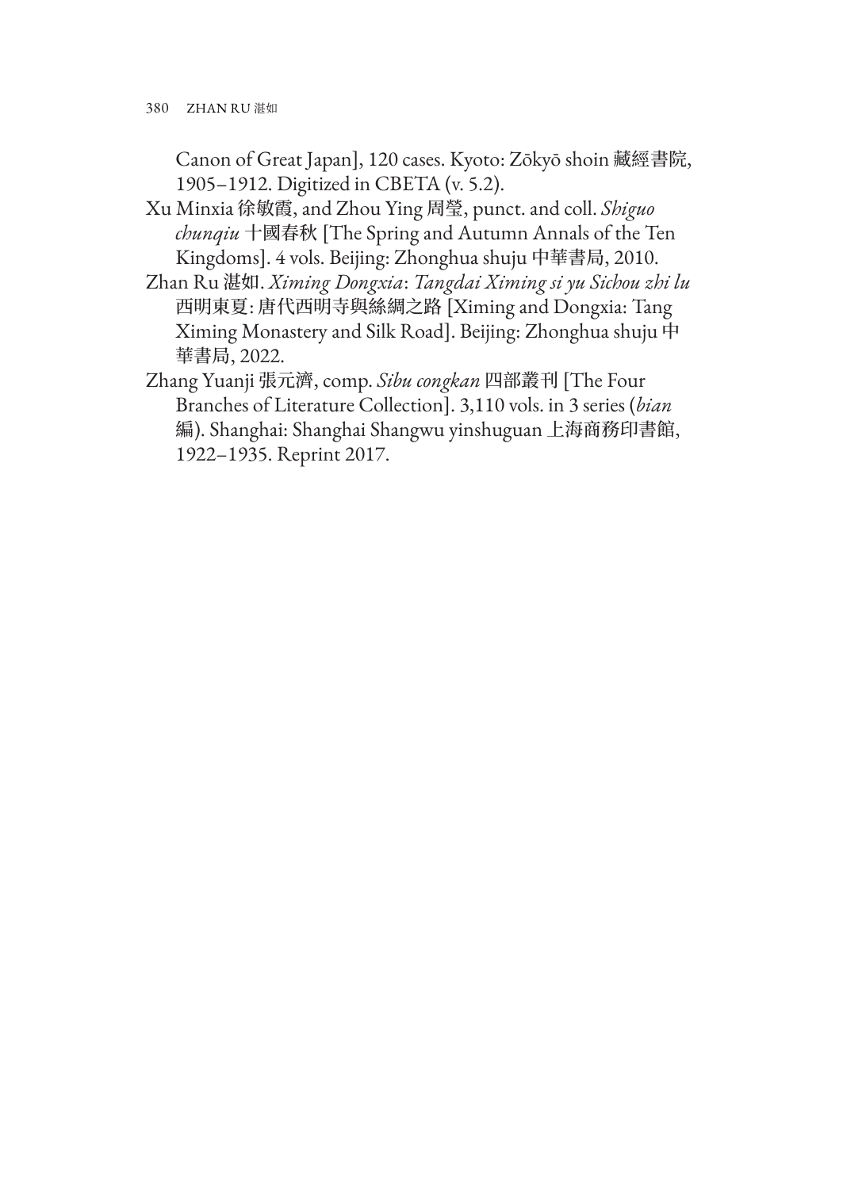Canon of Great Japan], 120 cases. Kyoto: Zōkyō shoin 藏經書院, 1905–1912. Digitized in CBETA (v. 5.2).

Xu Minxia 徐敏霞, and Zhou Ying 周瑩, punct. and coll. *Shiguo chunqiu* 十國春秋 [The Spring and Autumn Annals of the Ten Kingdoms]. 4 vols. Beijing: Zhonghua shuju 中華書局, 2010.

Zhan Ru 湛如. *Ximing Dongxia*: *Tangdai Ximing si yu Sichou zhi lu* 西明東夏: 唐代西明寺與絲綢之路 [Ximing and Dongxia: Tang Ximing Monastery and Silk Road]. Beijing: Zhonghua shuju 中華書局, 2022.

Zhang Yuanji 張元濟, comp. *Sibu congkan* 四部叢刊 [The Four Branches of Literature Collection]. 3,110 vols. in 3 series (*bian* 編). Shanghai: Shanghai Shangwu yinshuguan 上海商務印書館, 1922–1935. Reprint 2017.